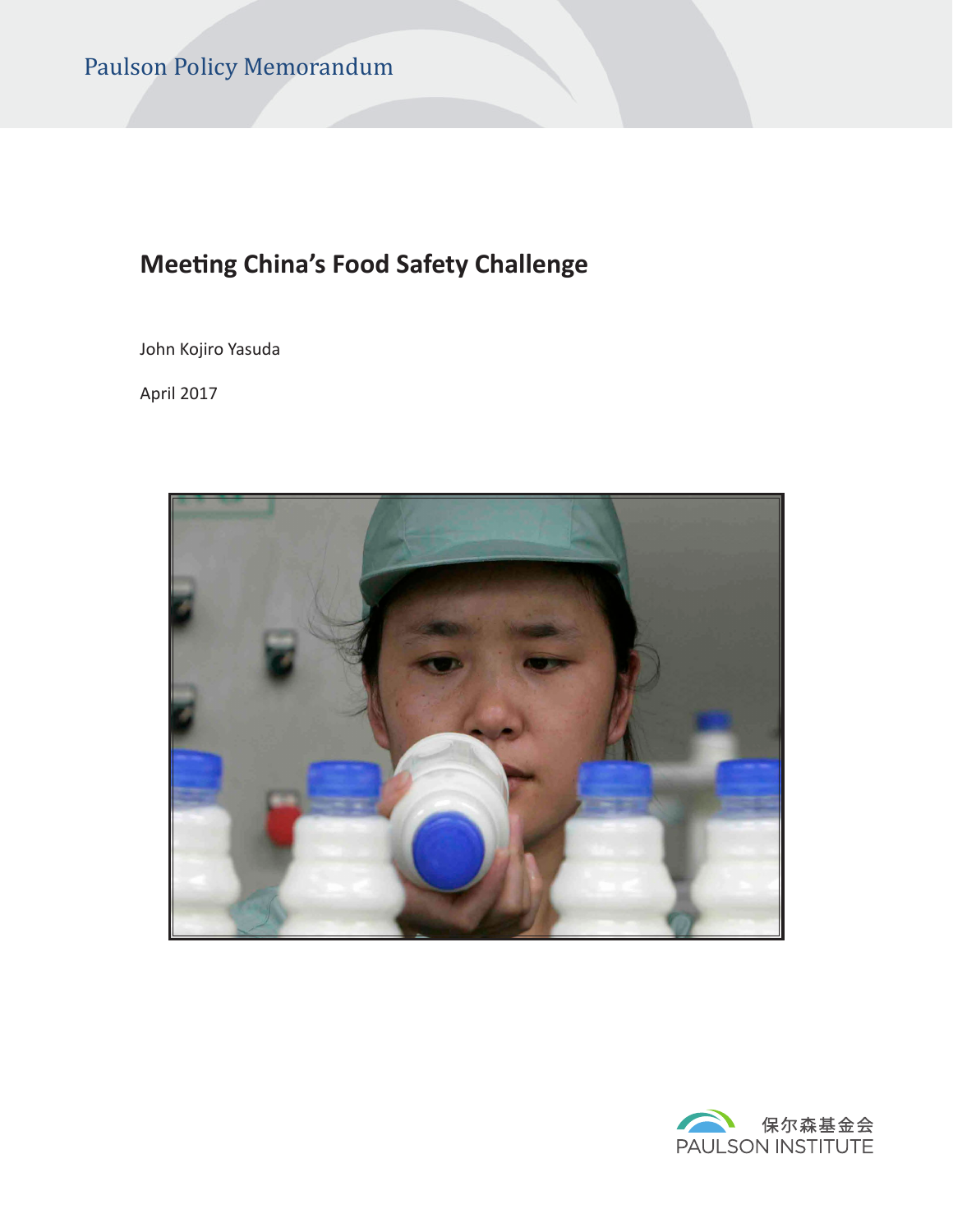Paulson Policy Memorandum

# Meeting China's Food Safety Challenge

John Kojiro Yasuda

April 2017

保尔森基金会
PAULSON INSTITUTE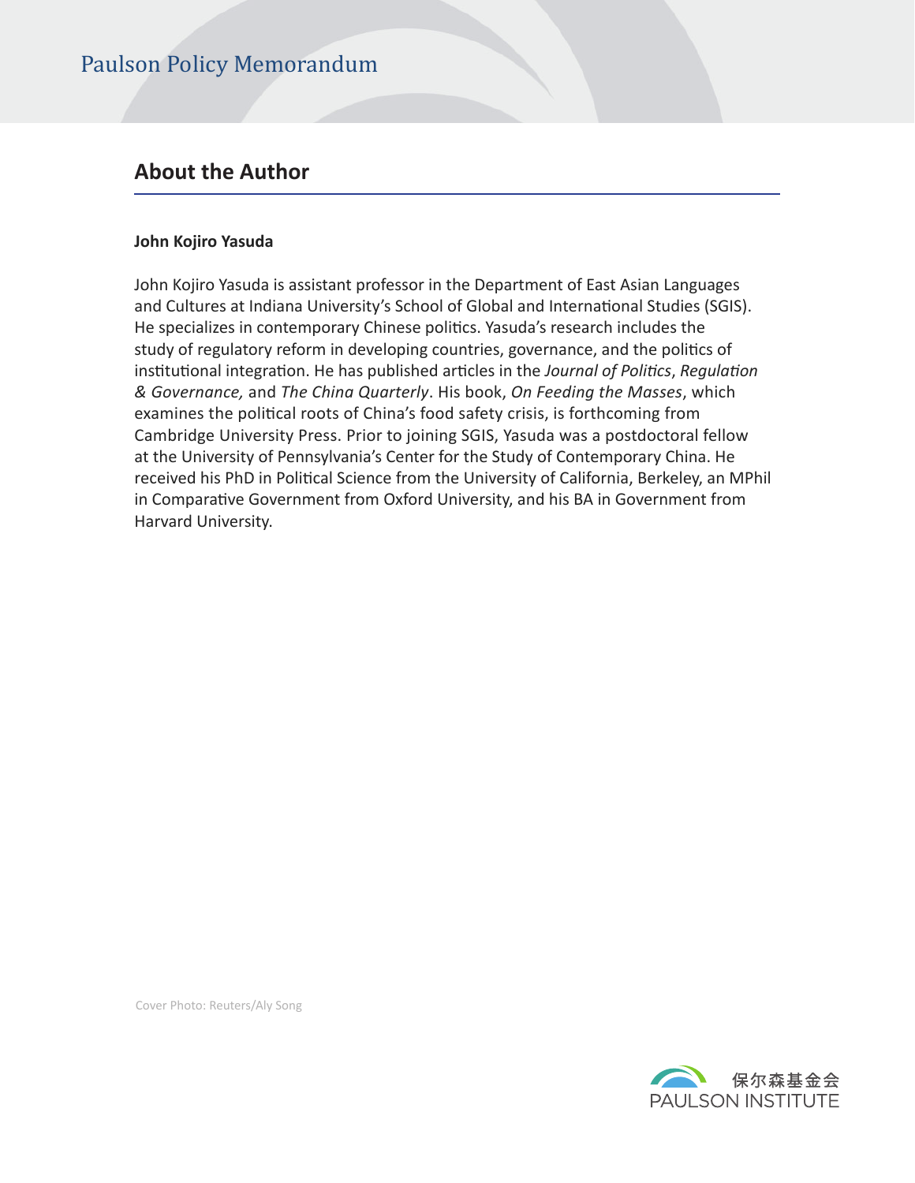## About the Author

**John Kojiro Yasuda**

John Kojiro Yasuda is assistant professor in the Department of East Asian Languages and Cultures at Indiana University's School of Global and International Studies (SGIS). He specializes in contemporary Chinese politics. Yasuda's research includes the study of regulatory reform in developing countries, governance, and the politics of institutional integration. He has published articles in the *Journal of Politics*, *Regulation & Governance,* and *The China Quarterly*. His book, *On Feeding the Masses*, which examines the political roots of China's food safety crisis, is forthcoming from Cambridge University Press. Prior to joining SGIS, Yasuda was a postdoctoral fellow at the University of Pennsylvania's Center for the Study of Contemporary China. He received his PhD in Political Science from the University of California, Berkeley, an MPhil in Comparative Government from Oxford University, and his BA in Government from Harvard University.

Cover Photo: Reuters/Aly Song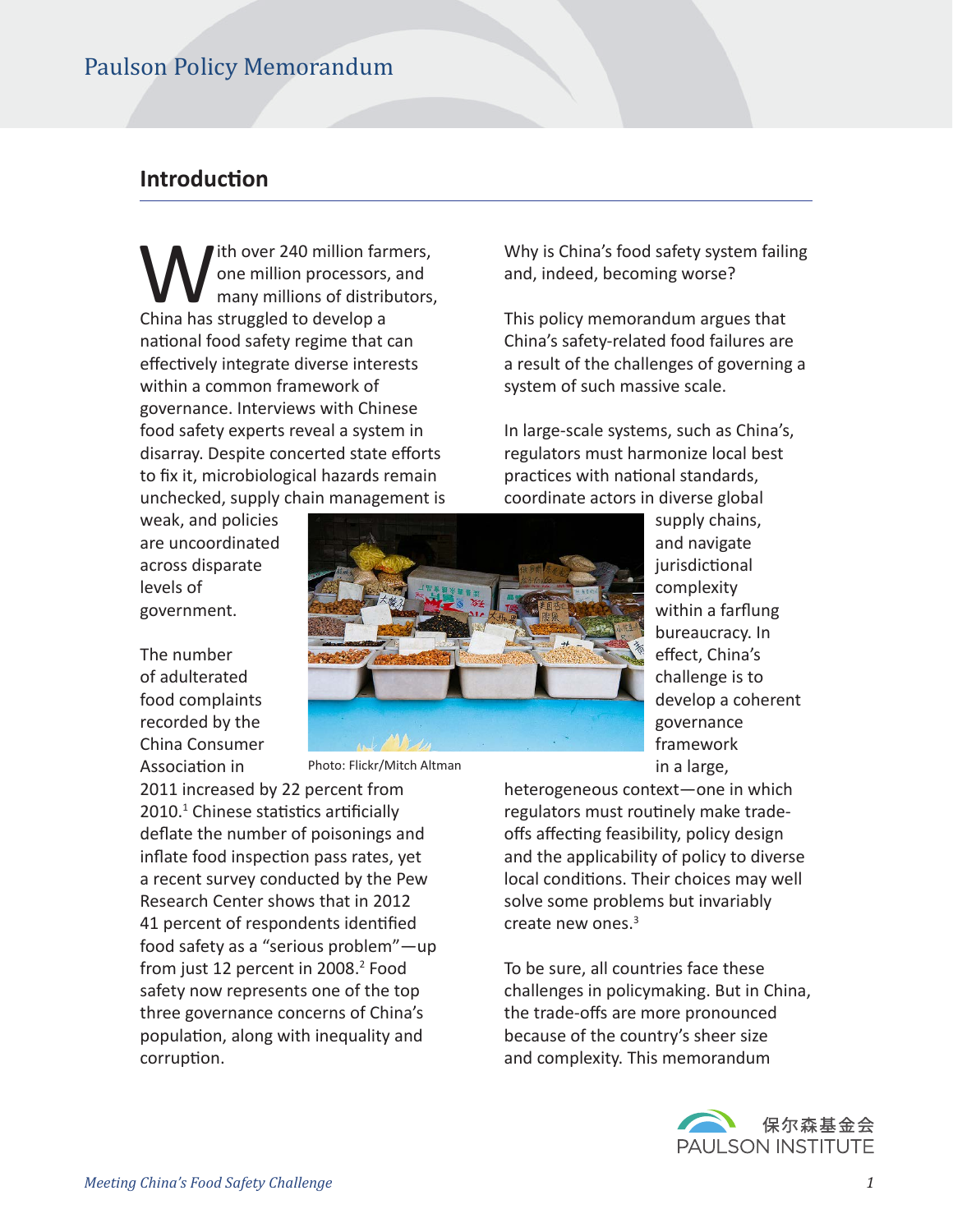## Introduction

With over 240 million farmers, one million processors, and many millions of distributors, China has struggled to develop a national food safety regime that can effectively integrate diverse interests within a common framework of governance. Interviews with Chinese food safety experts reveal a system in disarray. Despite concerted state efforts to fix it, microbiological hazards remain unchecked, supply chain management is weak, and policies are uncoordinated across disparate levels of government.

The number of adulterated food complaints recorded by the China Consumer Association in 2011 increased by 22 percent from 2010.[1] Chinese statistics artificially deflate the number of poisonings and inflate food inspection pass rates, yet a recent survey conducted by the Pew Research Center shows that in 2012 41 percent of respondents identified food safety as a "serious problem"—up from just 12 percent in 2008.[2] Food safety now represents one of the top three governance concerns of China's population, along with inequality and corruption.

Photo: Flickr/Mitch Altman

Why is China's food safety system failing and, indeed, becoming worse?

This policy memorandum argues that China's safety-related food failures are a result of the challenges of governing a system of such massive scale.

In large-scale systems, such as China's, regulators must harmonize local best practices with national standards, coordinate actors in diverse global supply chains, and navigate jurisdictional complexity within a farflung bureaucracy. In effect, China's challenge is to develop a coherent governance framework in a large, heterogeneous context—one in which regulators must routinely make trade-offs affecting feasibility, policy design and the applicability of policy to diverse local conditions. Their choices may well solve some problems but invariably create new ones.[3]

To be sure, all countries face these challenges in policymaking. But in China, the trade-offs are more pronounced because of the country's sheer size and complexity. This memorandum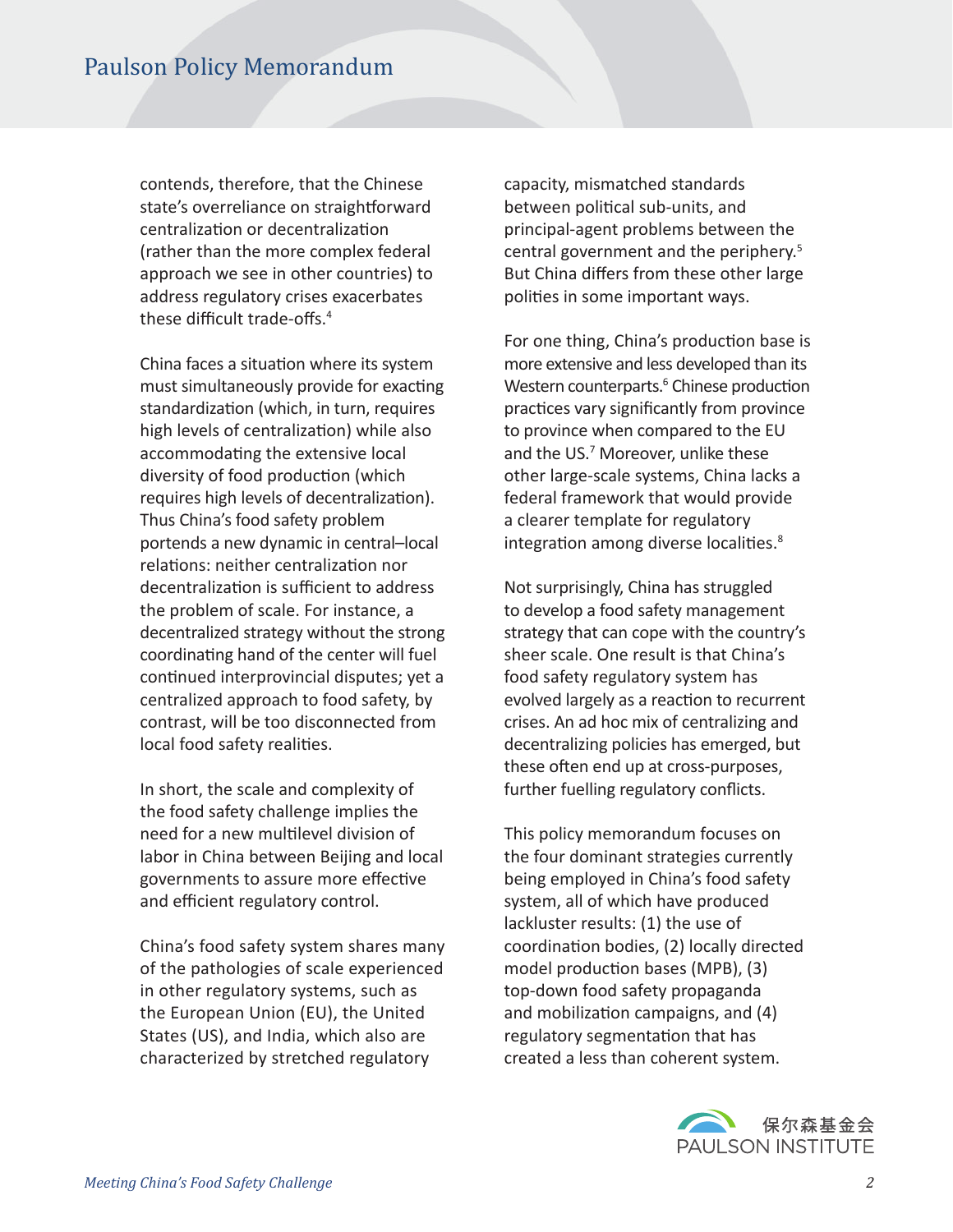contends, therefore, that the Chinese state's overreliance on straightforward centralization or decentralization (rather than the more complex federal approach we see in other countries) to address regulatory crises exacerbates these difficult trade-offs.[4]

China faces a situation where its system must simultaneously provide for exacting standardization (which, in turn, requires high levels of centralization) while also accommodating the extensive local diversity of food production (which requires high levels of decentralization). Thus China's food safety problem portends a new dynamic in central–local relations: neither centralization nor decentralization is sufficient to address the problem of scale. For instance, a decentralized strategy without the strong coordinating hand of the center will fuel continued interprovincial disputes; yet a centralized approach to food safety, by contrast, will be too disconnected from local food safety realities.

In short, the scale and complexity of the food safety challenge implies the need for a new multilevel division of labor in China between Beijing and local governments to assure more effective and efficient regulatory control.

China's food safety system shares many of the pathologies of scale experienced in other regulatory systems, such as the European Union (EU), the United States (US), and India, which also are characterized by stretched regulatory capacity, mismatched standards between political sub-units, and principal-agent problems between the central government and the periphery.[5] But China differs from these other large polities in some important ways.

For one thing, China's production base is more extensive and less developed than its Western counterparts.[6] Chinese production practices vary significantly from province to province when compared to the EU and the US.[7] Moreover, unlike these other large-scale systems, China lacks a federal framework that would provide a clearer template for regulatory integration among diverse localities.[8]

Not surprisingly, China has struggled to develop a food safety management strategy that can cope with the country's sheer scale. One result is that China's food safety regulatory system has evolved largely as a reaction to recurrent crises. An ad hoc mix of centralizing and decentralizing policies has emerged, but these often end up at cross-purposes, further fuelling regulatory conflicts.

This policy memorandum focuses on the four dominant strategies currently being employed in China's food safety system, all of which have produced lackluster results: (1) the use of coordination bodies, (2) locally directed model production bases (MPB), (3) top-down food safety propaganda and mobilization campaigns, and (4) regulatory segmentation that has created a less than coherent system.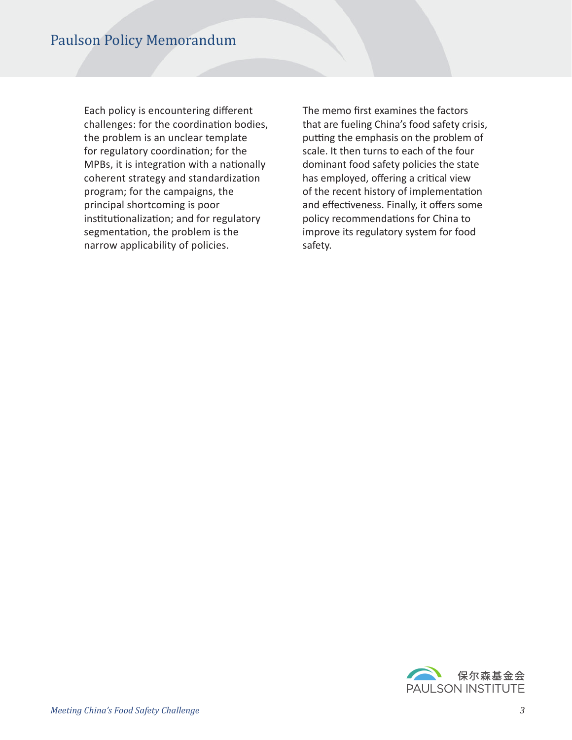Each policy is encountering different challenges: for the coordination bodies, the problem is an unclear template for regulatory coordination; for the MPBs, it is integration with a nationally coherent strategy and standardization program; for the campaigns, the principal shortcoming is poor institutionalization; and for regulatory segmentation, the problem is the narrow applicability of policies.

The memo first examines the factors that are fueling China's food safety crisis, putting the emphasis on the problem of scale. It then turns to each of the four dominant food safety policies the state has employed, offering a critical view of the recent history of implementation and effectiveness. Finally, it offers some policy recommendations for China to improve its regulatory system for food safety.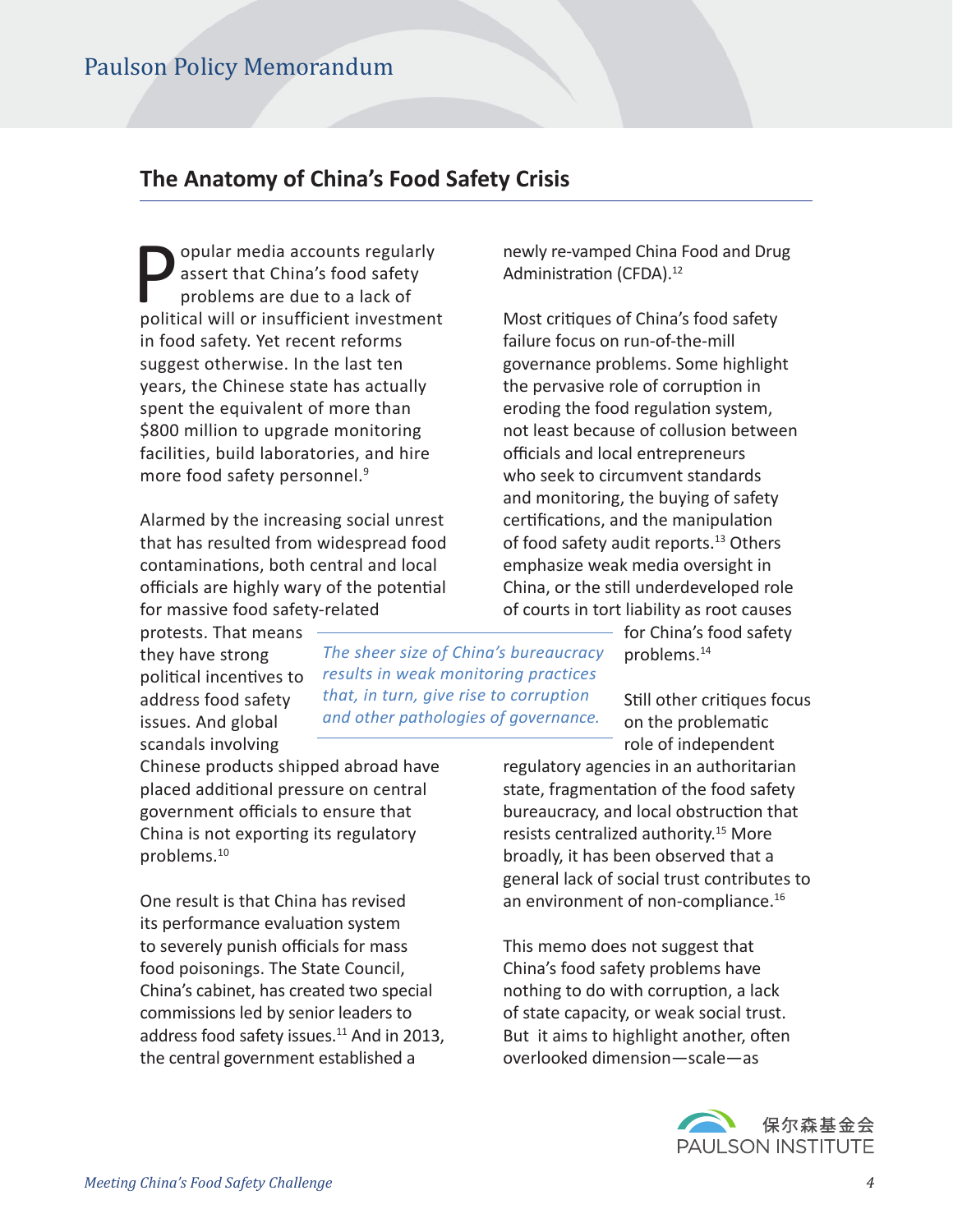## The Anatomy of China's Food Safety Crisis

Popular media accounts regularly assert that China's food safety problems are due to a lack of political will or insufficient investment in food safety. Yet recent reforms suggest otherwise. In the last ten years, the Chinese state has actually spent the equivalent of more than $800 million to upgrade monitoring facilities, build laboratories, and hire more food safety personnel.[9]

Alarmed by the increasing social unrest that has resulted from widespread food contaminations, both central and local officials are highly wary of the potential for massive food safety-related protests. That means they have strong political incentives to address food safety issues. And global scandals involving Chinese products shipped abroad have placed additional pressure on central government officials to ensure that China is not exporting its regulatory problems.[10]

One result is that China has revised its performance evaluation system to severely punish officials for mass food poisonings. The State Council, China's cabinet, has created two special commissions led by senior leaders to address food safety issues.[11] And in 2013, the central government established a newly re-vamped China Food and Drug Administration (CFDA).[12]

Most critiques of China's food safety failure focus on run-of-the-mill governance problems. Some highlight the pervasive role of corruption in eroding the food regulation system, not least because of collusion between officials and local entrepreneurs who seek to circumvent standards and monitoring, the buying of safety certifications, and the manipulation of food safety audit reports.[13] Others emphasize weak media oversight in China, or the still underdeveloped role of courts in tort liability as root causes for China's food safety problems.[14]

*The sheer size of China's bureaucracy results in weak monitoring practices that, in turn, give rise to corruption and other pathologies of governance.*

Still other critiques focus on the problematic role of independent regulatory agencies in an authoritarian state, fragmentation of the food safety bureaucracy, and local obstruction that resists centralized authority.[15] More broadly, it has been observed that a general lack of social trust contributes to an environment of non-compliance.[16]

This memo does not suggest that China's food safety problems have nothing to do with corruption, a lack of state capacity, or weak social trust. But it aims to highlight another, often overlooked dimension—scale—as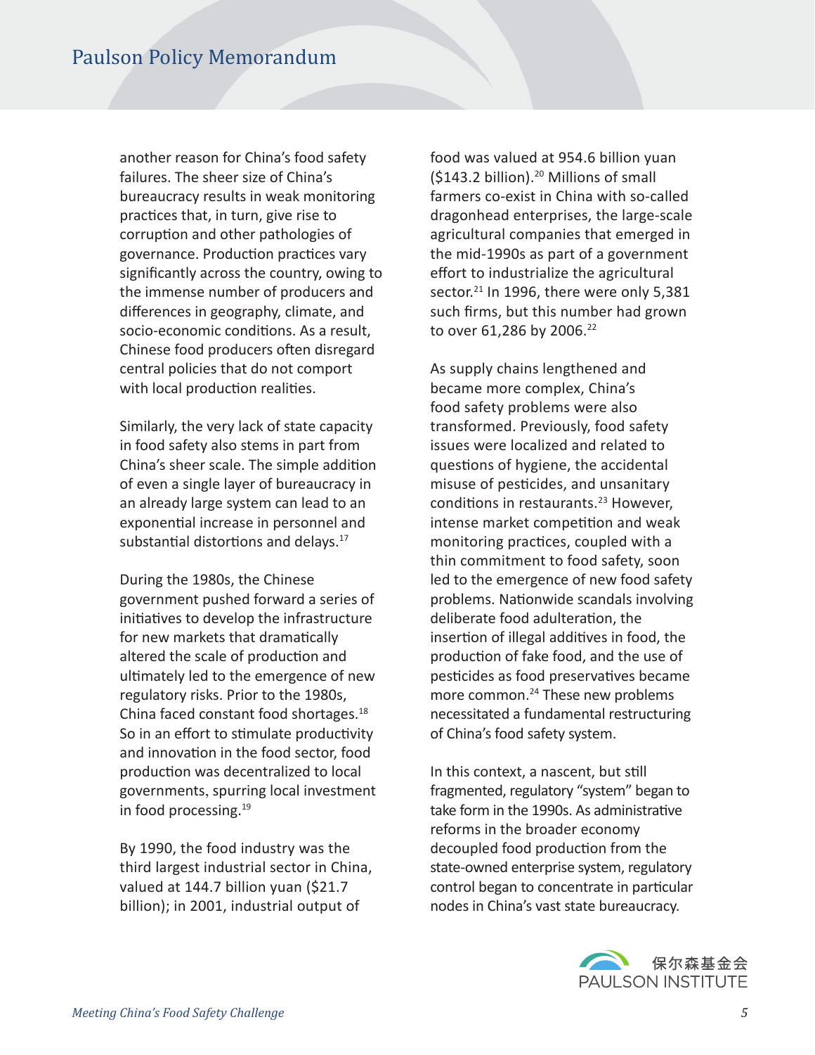another reason for China's food safety failures. The sheer size of China's bureaucracy results in weak monitoring practices that, in turn, give rise to corruption and other pathologies of governance. Production practices vary significantly across the country, owing to the immense number of producers and differences in geography, climate, and socio-economic conditions. As a result, Chinese food producers often disregard central policies that do not comport with local production realities.

Similarly, the very lack of state capacity in food safety also stems in part from China's sheer scale. The simple addition of even a single layer of bureaucracy in an already large system can lead to an exponential increase in personnel and substantial distortions and delays.[17]

During the 1980s, the Chinese government pushed forward a series of initiatives to develop the infrastructure for new markets that dramatically altered the scale of production and ultimately led to the emergence of new regulatory risks. Prior to the 1980s, China faced constant food shortages.[18] So in an effort to stimulate productivity and innovation in the food sector, food production was decentralized to local governments, spurring local investment in food processing.[19]

By 1990, the food industry was the third largest industrial sector in China, valued at 144.7 billion yuan ($21.7 billion); in 2001, industrial output of food was valued at 954.6 billion yuan ($143.2 billion).[20] Millions of small farmers co-exist in China with so-called dragonhead enterprises, the large-scale agricultural companies that emerged in the mid-1990s as part of a government effort to industrialize the agricultural sector.[21] In 1996, there were only 5,381 such firms, but this number had grown to over 61,286 by 2006.[22]

As supply chains lengthened and became more complex, China's food safety problems were also transformed. Previously, food safety issues were localized and related to questions of hygiene, the accidental misuse of pesticides, and unsanitary conditions in restaurants.[23] However, intense market competition and weak monitoring practices, coupled with a thin commitment to food safety, soon led to the emergence of new food safety problems. Nationwide scandals involving deliberate food adulteration, the insertion of illegal additives in food, the production of fake food, and the use of pesticides as food preservatives became more common.[24] These new problems necessitated a fundamental restructuring of China's food safety system.

In this context, a nascent, but still fragmented, regulatory "system" began to take form in the 1990s. As administrative reforms in the broader economy decoupled food production from the state-owned enterprise system, regulatory control began to concentrate in particular nodes in China's vast state bureaucracy.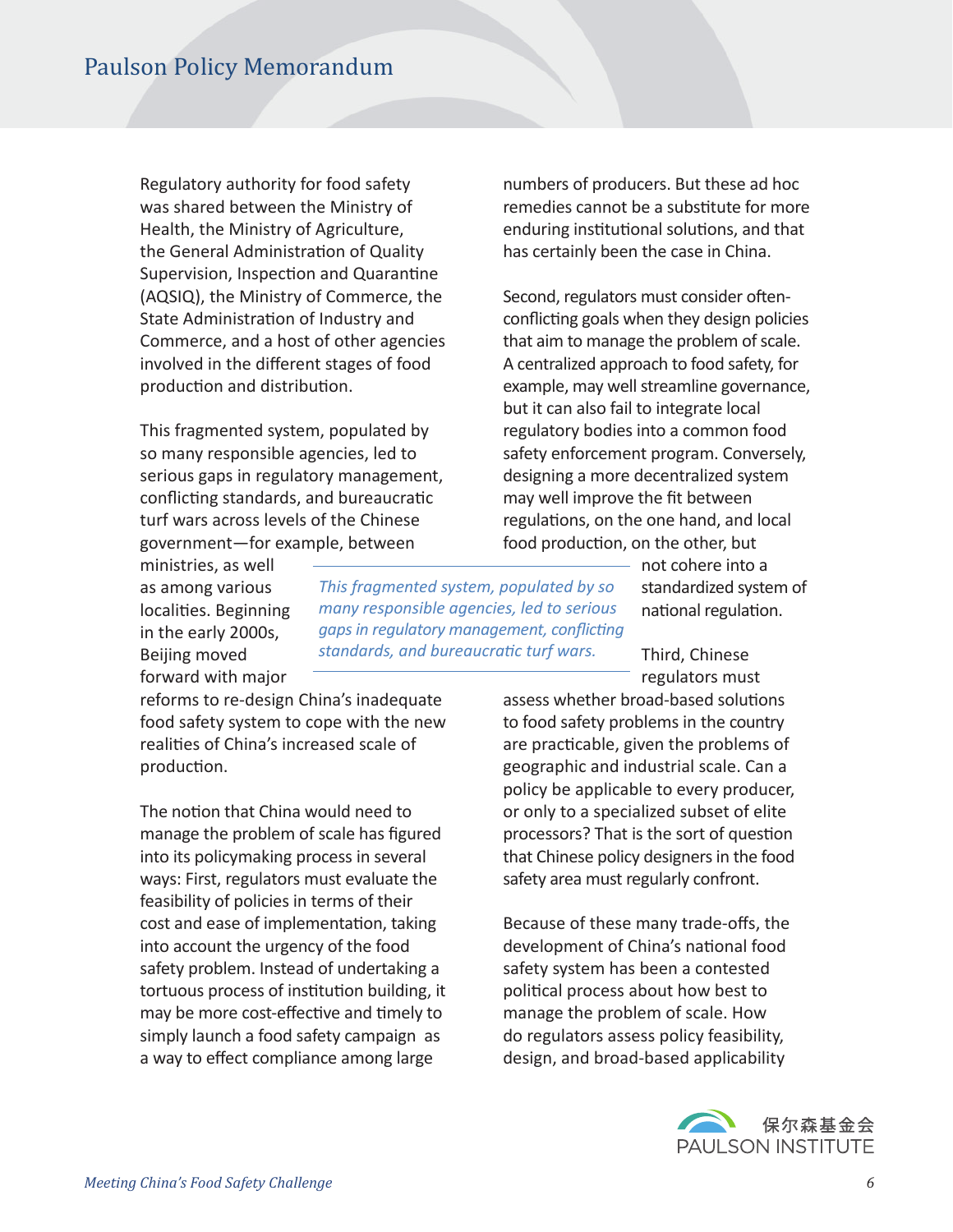Regulatory authority for food safety was shared between the Ministry of Health, the Ministry of Agriculture, the General Administration of Quality Supervision, Inspection and Quarantine (AQSIQ), the Ministry of Commerce, the State Administration of Industry and Commerce, and a host of other agencies involved in the different stages of food production and distribution.

This fragmented system, populated by so many responsible agencies, led to serious gaps in regulatory management, conflicting standards, and bureaucratic turf wars across levels of the Chinese government—for example, between ministries, as well as among various localities. Beginning in the early 2000s, Beijing moved forward with major reforms to re-design China's inadequate food safety system to cope with the new realities of China's increased scale of production.

*This fragmented system, populated by so many responsible agencies, led to serious gaps in regulatory management, conflicting standards, and bureaucratic turf wars.*

The notion that China would need to manage the problem of scale has figured into its policymaking process in several ways: First, regulators must evaluate the feasibility of policies in terms of their cost and ease of implementation, taking into account the urgency of the food safety problem. Instead of undertaking a tortuous process of institution building, it may be more cost-effective and timely to simply launch a food safety campaign as a way to effect compliance among large numbers of producers. But these ad hoc remedies cannot be a substitute for more enduring institutional solutions, and that has certainly been the case in China.

Second, regulators must consider often-conflicting goals when they design policies that aim to manage the problem of scale. A centralized approach to food safety, for example, may well streamline governance, but it can also fail to integrate local regulatory bodies into a common food safety enforcement program. Conversely, designing a more decentralized system may well improve the fit between regulations, on the one hand, and local food production, on the other, but not cohere into a standardized system of national regulation.

Third, Chinese regulators must assess whether broad-based solutions to food safety problems in the country are practicable, given the problems of geographic and industrial scale. Can a policy be applicable to every producer, or only to a specialized subset of elite processors? That is the sort of question that Chinese policy designers in the food safety area must regularly confront.

Because of these many trade-offs, the development of China's national food safety system has been a contested political process about how best to manage the problem of scale. How do regulators assess policy feasibility, design, and broad-based applicability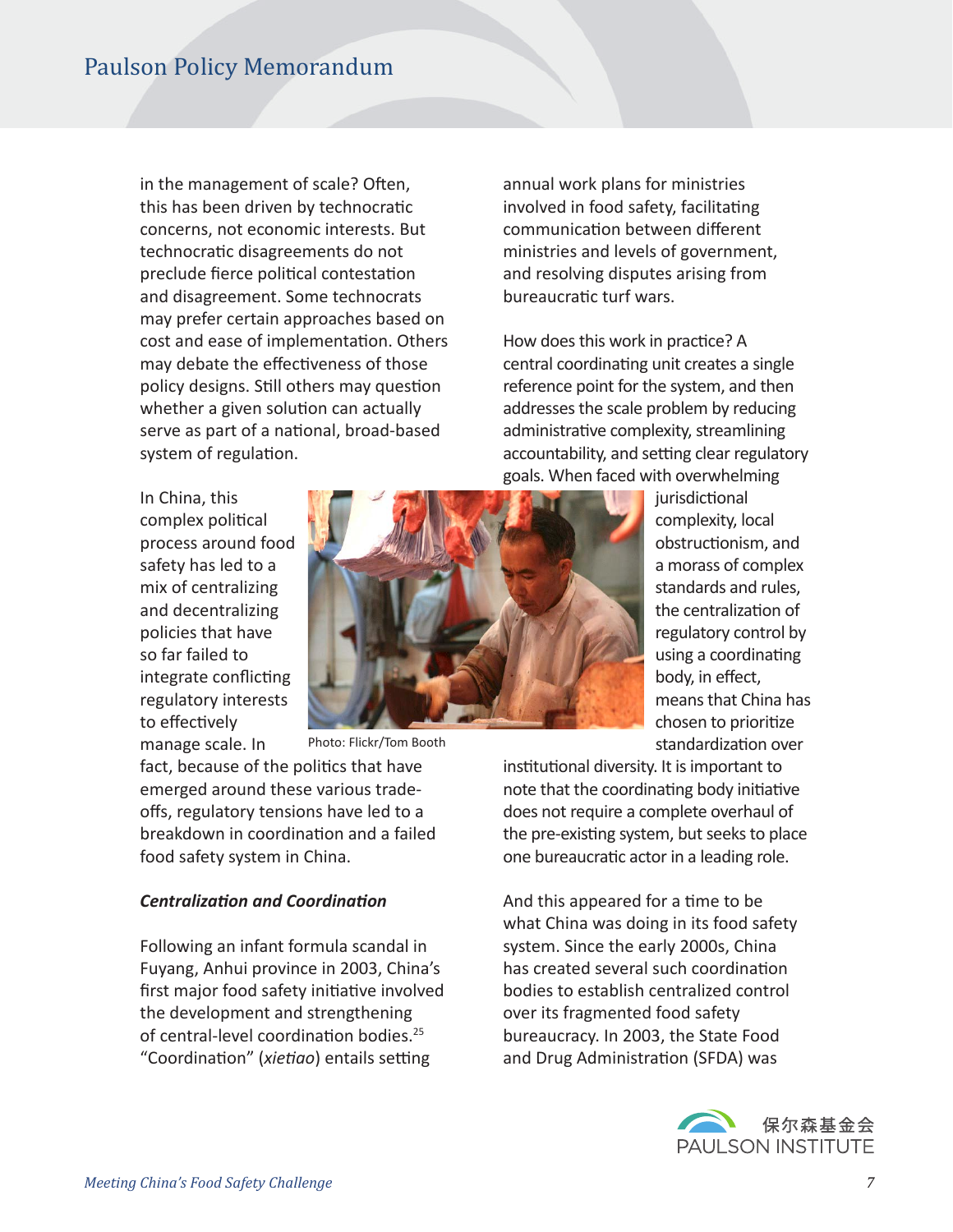in the management of scale? Often, this has been driven by technocratic concerns, not economic interests. But technocratic disagreements do not preclude fierce political contestation and disagreement. Some technocrats may prefer certain approaches based on cost and ease of implementation. Others may debate the effectiveness of those policy designs. Still others may question whether a given solution can actually serve as part of a national, broad-based system of regulation.

In China, this complex political process around food safety has led to a mix of centralizing and decentralizing policies that have so far failed to integrate conflicting regulatory interests to effectively manage scale. In fact, because of the politics that have emerged around these various trade-offs, regulatory tensions have led to a breakdown in coordination and a failed food safety system in China.

Photo: Flickr/Tom Booth

### *Centralization and Coordination*

Following an infant formula scandal in Fuyang, Anhui province in 2003, China's first major food safety initiative involved the development and strengthening of central-level coordination bodies.[25] "Coordination" (*xietiao*) entails setting annual work plans for ministries involved in food safety, facilitating communication between different ministries and levels of government, and resolving disputes arising from bureaucratic turf wars.

How does this work in practice? A central coordinating unit creates a single reference point for the system, and then addresses the scale problem by reducing administrative complexity, streamlining accountability, and setting clear regulatory goals. When faced with overwhelming jurisdictional complexity, local obstructionism, and a morass of complex standards and rules, the centralization of regulatory control by using a coordinating body, in effect, means that China has chosen to prioritize standardization over institutional diversity. It is important to note that the coordinating body initiative does not require a complete overhaul of the pre-existing system, but seeks to place one bureaucratic actor in a leading role.

And this appeared for a time to be what China was doing in its food safety system. Since the early 2000s, China has created several such coordination bodies to establish centralized control over its fragmented food safety bureaucracy. In 2003, the State Food and Drug Administration (SFDA) was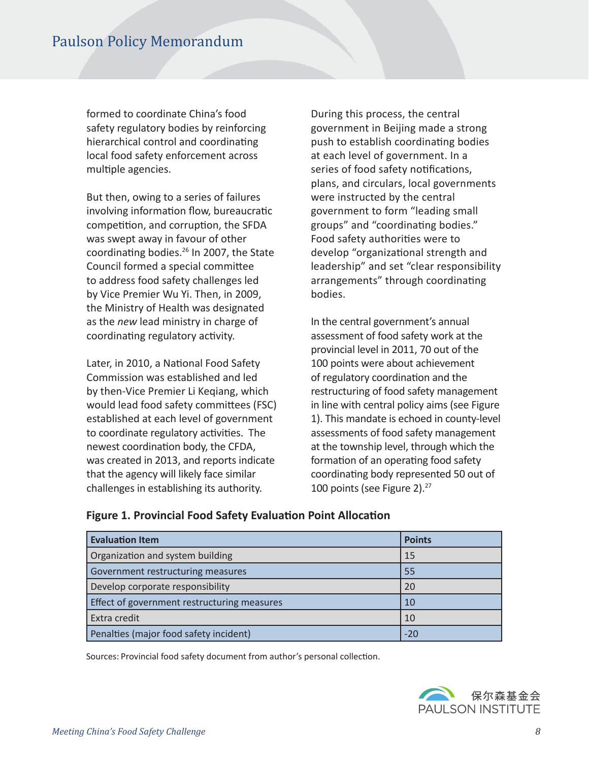formed to coordinate China's food safety regulatory bodies by reinforcing hierarchical control and coordinating local food safety enforcement across multiple agencies.

But then, owing to a series of failures involving information flow, bureaucratic competition, and corruption, the SFDA was swept away in favour of other coordinating bodies.[26] In 2007, the State Council formed a special committee to address food safety challenges led by Vice Premier Wu Yi. Then, in 2009, the Ministry of Health was designated as the *new* lead ministry in charge of coordinating regulatory activity.

Later, in 2010, a National Food Safety Commission was established and led by then-Vice Premier Li Keqiang, which would lead food safety committees (FSC) established at each level of government to coordinate regulatory activities. The newest coordination body, the CFDA, was created in 2013, and reports indicate that the agency will likely face similar challenges in establishing its authority.

During this process, the central government in Beijing made a strong push to establish coordinating bodies at each level of government. In a series of food safety notifications, plans, and circulars, local governments were instructed by the central government to form "leading small groups" and "coordinating bodies." Food safety authorities were to develop "organizational strength and leadership" and set "clear responsibility arrangements" through coordinating bodies.

In the central government's annual assessment of food safety work at the provincial level in 2011, 70 out of the 100 points were about achievement of regulatory coordination and the restructuring of food safety management in line with central policy aims (see Figure 1). This mandate is echoed in county-level assessments of food safety management at the township level, through which the formation of an operating food safety coordinating body represented 50 out of 100 points (see Figure 2).[27]

**Figure 1. Provincial Food Safety Evaluation Point Allocation**

| Evaluation Item | Points |
|---|---|
| Organization and system building | 15 |
| Government restructuring measures | 55 |
| Develop corporate responsibility | 20 |
| Effect of government restructuring measures | 10 |
| Extra credit | 10 |
| Penalties (major food safety incident) | -20 |

Sources: Provincial food safety document from author's personal collection.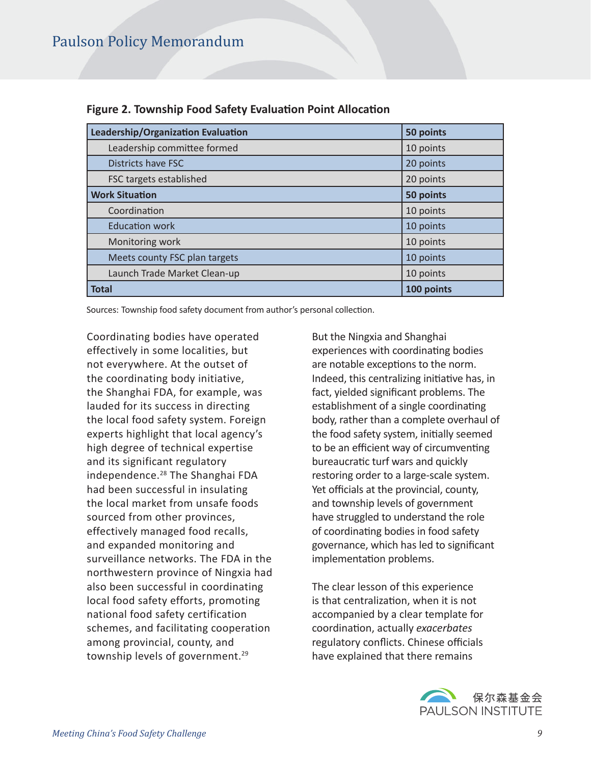**Figure 2. Township Food Safety Evaluation Point Allocation**

| Leadership/Organization Evaluation | 50 points |
|---|---|
| Leadership committee formed | 10 points |
| Districts have FSC | 20 points |
| FSC targets established | 20 points |
| **Work Situation** | **50 points** |
| Coordination | 10 points |
| Education work | 10 points |
| Monitoring work | 10 points |
| Meets county FSC plan targets | 10 points |
| Launch Trade Market Clean-up | 10 points |
| **Total** | **100 points** |

Sources: Township food safety document from author's personal collection.

Coordinating bodies have operated effectively in some localities, but not everywhere. At the outset of the coordinating body initiative, the Shanghai FDA, for example, was lauded for its success in directing the local food safety system. Foreign experts highlight that local agency's high degree of technical expertise and its significant regulatory independence.[28] The Shanghai FDA had been successful in insulating the local market from unsafe foods sourced from other provinces, effectively managed food recalls, and expanded monitoring and surveillance networks. The FDA in the northwestern province of Ningxia had also been successful in coordinating local food safety efforts, promoting national food safety certification schemes, and facilitating cooperation among provincial, county, and township levels of government.[29]

But the Ningxia and Shanghai experiences with coordinating bodies are notable exceptions to the norm. Indeed, this centralizing initiative has, in fact, yielded significant problems. The establishment of a single coordinating body, rather than a complete overhaul of the food safety system, initially seemed to be an efficient way of circumventing bureaucratic turf wars and quickly restoring order to a large-scale system. Yet officials at the provincial, county, and township levels of government have struggled to understand the role of coordinating bodies in food safety governance, which has led to significant implementation problems.

The clear lesson of this experience is that centralization, when it is not accompanied by a clear template for coordination, actually *exacerbates* regulatory conflicts. Chinese officials have explained that there remains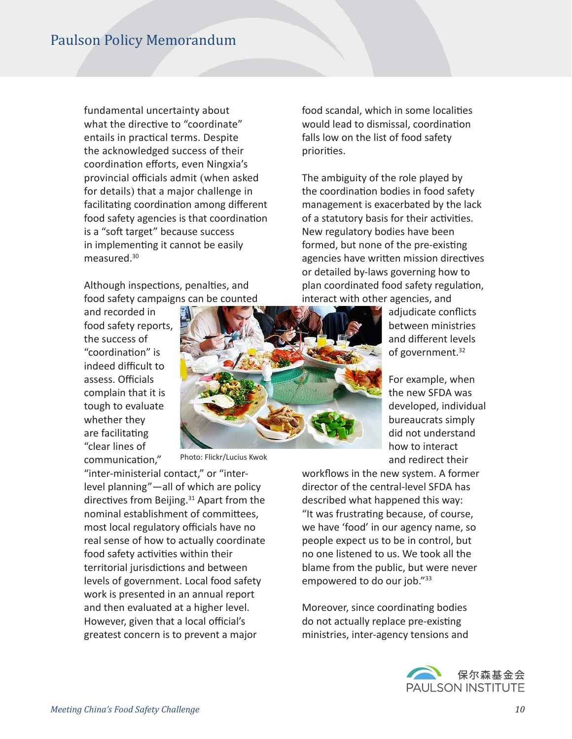fundamental uncertainty about what the directive to "coordinate" entails in practical terms. Despite the acknowledged success of their coordination efforts, even Ningxia's provincial officials admit (when asked for details) that a major challenge in facilitating coordination among different food safety agencies is that coordination is a "soft target" because success in implementing it cannot be easily measured.[30]

Although inspections, penalties, and food safety campaigns can be counted and recorded in food safety reports, the success of "coordination" is indeed difficult to assess. Officials complain that it is tough to evaluate whether they are facilitating "clear lines of communication," "inter-ministerial contact," or "inter-level planning"—all of which are policy directives from Beijing.[31] Apart from the nominal establishment of committees, most local regulatory officials have no real sense of how to actually coordinate food safety activities within their territorial jurisdictions and between levels of government. Local food safety work is presented in an annual report and then evaluated at a higher level. However, given that a local official's greatest concern is to prevent a major food scandal, which in some localities would lead to dismissal, coordination falls low on the list of food safety priorities.

Photo: Flickr/Lucius Kwok

The ambiguity of the role played by the coordination bodies in food safety management is exacerbated by the lack of a statutory basis for their activities. New regulatory bodies have been formed, but none of the pre-existing agencies have written mission directives or detailed by-laws governing how to plan coordinated food safety regulation, interact with other agencies, and adjudicate conflicts between ministries and different levels of government.[32]

For example, when the new SFDA was developed, individual bureaucrats simply did not understand how to interact and redirect their workflows in the new system. A former director of the central-level SFDA has described what happened this way: "It was frustrating because, of course, we have 'food' in our agency name, so people expect us to be in control, but no one listened to us. We took all the blame from the public, but were never empowered to do our job."[33]

Moreover, since coordinating bodies do not actually replace pre-existing ministries, inter-agency tensions and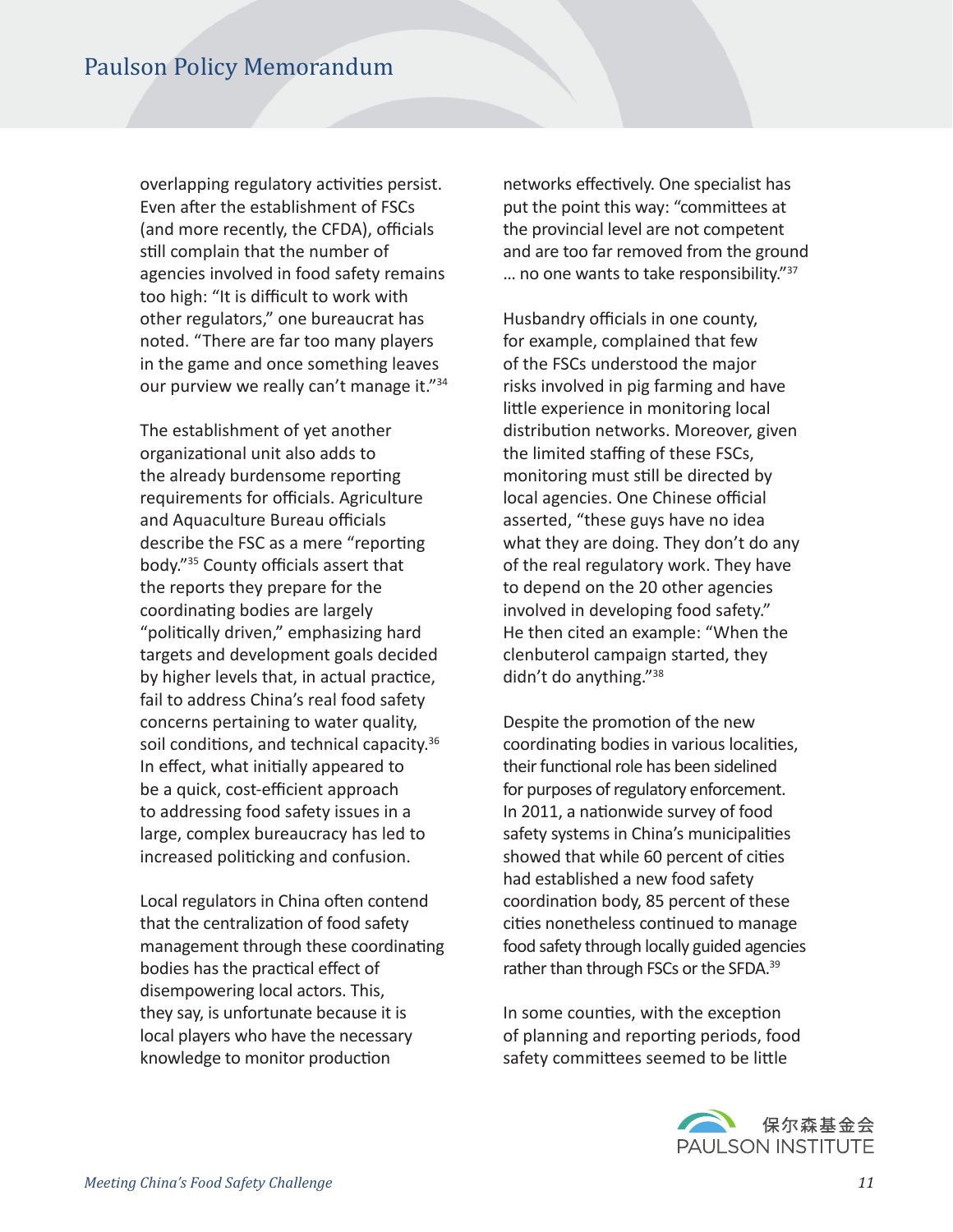overlapping regulatory activities persist. Even after the establishment of FSCs (and more recently, the CFDA), officials still complain that the number of agencies involved in food safety remains too high: "It is difficult to work with other regulators," one bureaucrat has noted. "There are far too many players in the game and once something leaves our purview we really can't manage it."[34]

The establishment of yet another organizational unit also adds to the already burdensome reporting requirements for officials. Agriculture and Aquaculture Bureau officials describe the FSC as a mere "reporting body."[35] County officials assert that the reports they prepare for the coordinating bodies are largely "politically driven," emphasizing hard targets and development goals decided by higher levels that, in actual practice, fail to address China's real food safety concerns pertaining to water quality, soil conditions, and technical capacity.[36] In effect, what initially appeared to be a quick, cost-efficient approach to addressing food safety issues in a large, complex bureaucracy has led to increased politicking and confusion.

Local regulators in China often contend that the centralization of food safety management through these coordinating bodies has the practical effect of disempowering local actors. This, they say, is unfortunate because it is local players who have the necessary knowledge to monitor production networks effectively. One specialist has put the point this way: "committees at the provincial level are not competent and are too far removed from the ground … no one wants to take responsibility."[37]

Husbandry officials in one county, for example, complained that few of the FSCs understood the major risks involved in pig farming and have little experience in monitoring local distribution networks. Moreover, given the limited staffing of these FSCs, monitoring must still be directed by local agencies. One Chinese official asserted, "these guys have no idea what they are doing. They don't do any of the real regulatory work. They have to depend on the 20 other agencies involved in developing food safety." He then cited an example: "When the clenbuterol campaign started, they didn't do anything."[38]

Despite the promotion of the new coordinating bodies in various localities, their functional role has been sidelined for purposes of regulatory enforcement. In 2011, a nationwide survey of food safety systems in China's municipalities showed that while 60 percent of cities had established a new food safety coordination body, 85 percent of these cities nonetheless continued to manage food safety through locally guided agencies rather than through FSCs or the SFDA.[39]

In some counties, with the exception of planning and reporting periods, food safety committees seemed to be little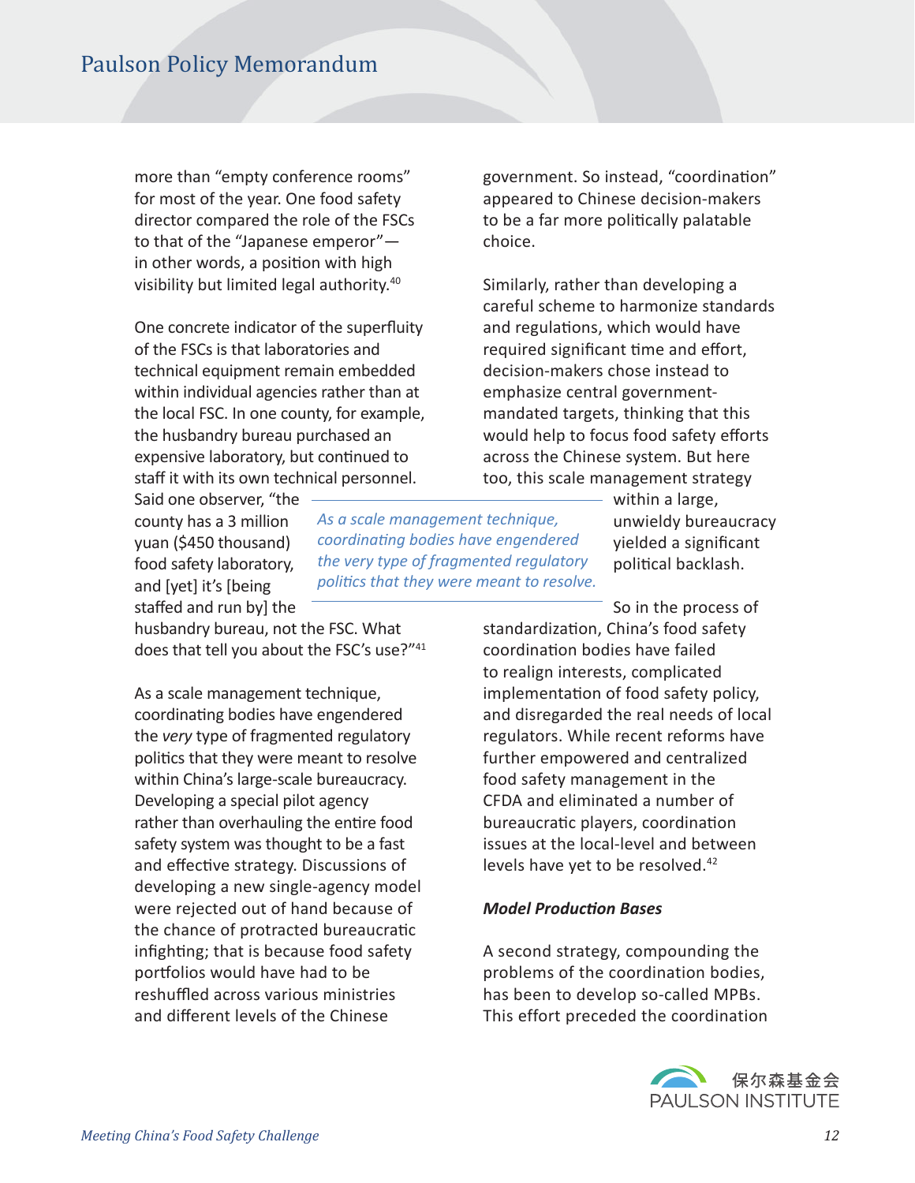more than "empty conference rooms" for most of the year. One food safety director compared the role of the FSCs to that of the "Japanese emperor"—in other words, a position with high visibility but limited legal authority.[40]

One concrete indicator of the superfluity of the FSCs is that laboratories and technical equipment remain embedded within individual agencies rather than at the local FSC. In one county, for example, the husbandry bureau purchased an expensive laboratory, but continued to staff it with its own technical personnel. Said one observer, "the county has a 3 million yuan ($450 thousand) food safety laboratory, and [yet] it's [being staffed and run by] the husbandry bureau, not the FSC. What does that tell you about the FSC's use?"[41]

> *As a scale management technique, coordinating bodies have engendered the very type of fragmented regulatory politics that they were meant to resolve.*

As a scale management technique, coordinating bodies have engendered the *very* type of fragmented regulatory politics that they were meant to resolve within China's large-scale bureaucracy. Developing a special pilot agency rather than overhauling the entire food safety system was thought to be a fast and effective strategy. Discussions of developing a new single-agency model were rejected out of hand because of the chance of protracted bureaucratic infighting; that is because food safety portfolios would have had to be reshuffled across various ministries and different levels of the Chinese government. So instead, "coordination" appeared to Chinese decision-makers to be a far more politically palatable choice.

Similarly, rather than developing a careful scheme to harmonize standards and regulations, which would have required significant time and effort, decision-makers chose instead to emphasize central government-mandated targets, thinking that this would help to focus food safety efforts across the Chinese system. But here too, this scale management strategy within a large, unwieldy bureaucracy yielded a significant political backlash.

So in the process of standardization, China's food safety coordination bodies have failed to realign interests, complicated implementation of food safety policy, and disregarded the real needs of local regulators. While recent reforms have further empowered and centralized food safety management in the CFDA and eliminated a number of bureaucratic players, coordination issues at the local-level and between levels have yet to be resolved.[42]

### *Model Production Bases*

A second strategy, compounding the problems of the coordination bodies, has been to develop so-called MPBs. This effort preceded the coordination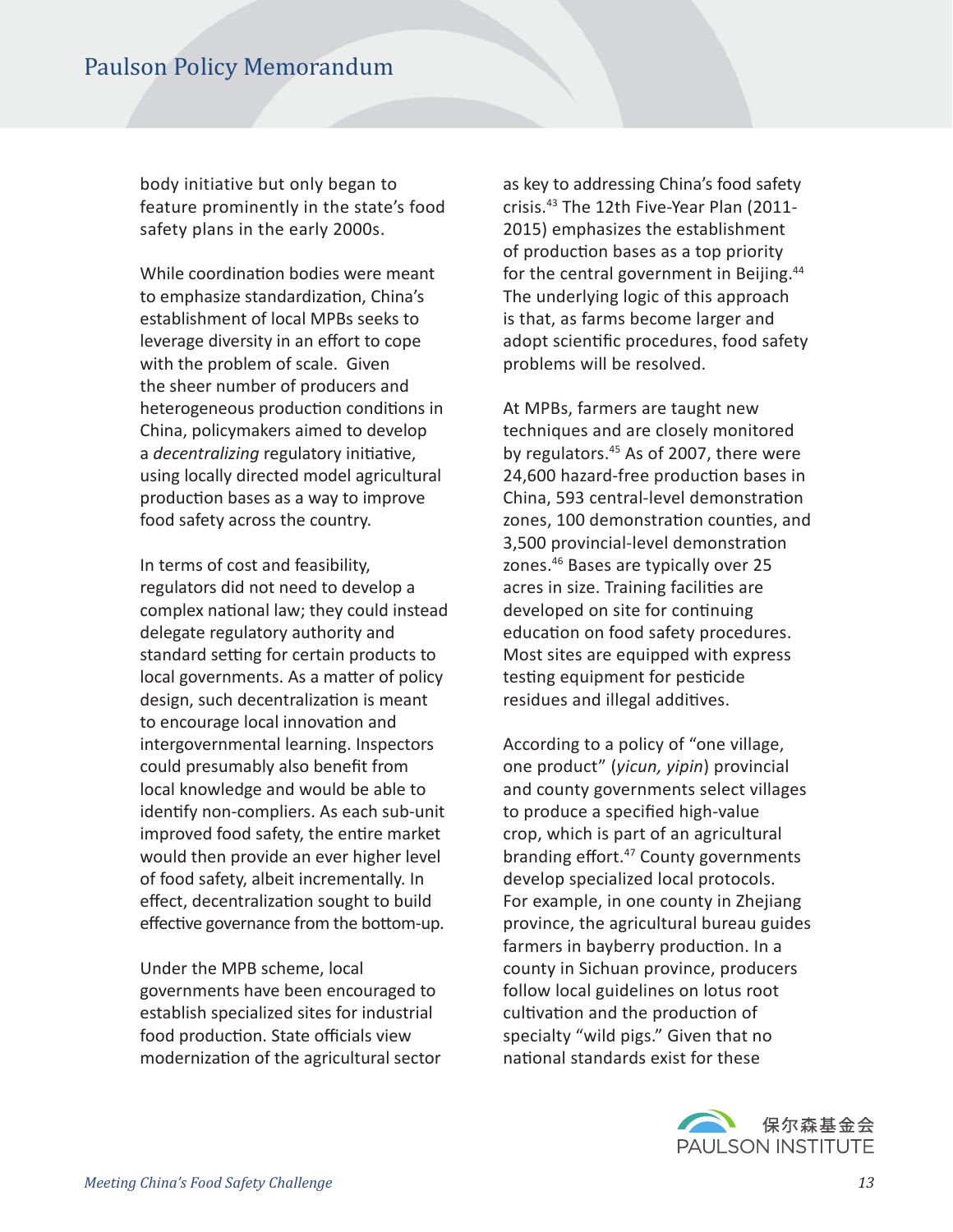body initiative but only began to feature prominently in the state's food safety plans in the early 2000s.

While coordination bodies were meant to emphasize standardization, China's establishment of local MPBs seeks to leverage diversity in an effort to cope with the problem of scale. Given the sheer number of producers and heterogeneous production conditions in China, policymakers aimed to develop a *decentralizing* regulatory initiative, using locally directed model agricultural production bases as a way to improve food safety across the country.

In terms of cost and feasibility, regulators did not need to develop a complex national law; they could instead delegate regulatory authority and standard setting for certain products to local governments. As a matter of policy design, such decentralization is meant to encourage local innovation and intergovernmental learning. Inspectors could presumably also benefit from local knowledge and would be able to identify non-compliers. As each sub-unit improved food safety, the entire market would then provide an ever higher level of food safety, albeit incrementally. In effect, decentralization sought to build effective governance from the bottom-up.

Under the MPB scheme, local governments have been encouraged to establish specialized sites for industrial food production. State officials view modernization of the agricultural sector as key to addressing China's food safety crisis.[43] The 12th Five-Year Plan (2011-2015) emphasizes the establishment of production bases as a top priority for the central government in Beijing.[44] The underlying logic of this approach is that, as farms become larger and adopt scientific procedures, food safety problems will be resolved.

At MPBs, farmers are taught new techniques and are closely monitored by regulators.[45] As of 2007, there were 24,600 hazard-free production bases in China, 593 central-level demonstration zones, 100 demonstration counties, and 3,500 provincial-level demonstration zones.[46] Bases are typically over 25 acres in size. Training facilities are developed on site for continuing education on food safety procedures. Most sites are equipped with express testing equipment for pesticide residues and illegal additives.

According to a policy of "one village, one product" (*yicun, yipin*) provincial and county governments select villages to produce a specified high-value crop, which is part of an agricultural branding effort.[47] County governments develop specialized local protocols. For example, in one county in Zhejiang province, the agricultural bureau guides farmers in bayberry production. In a county in Sichuan province, producers follow local guidelines on lotus root cultivation and the production of specialty "wild pigs." Given that no national standards exist for these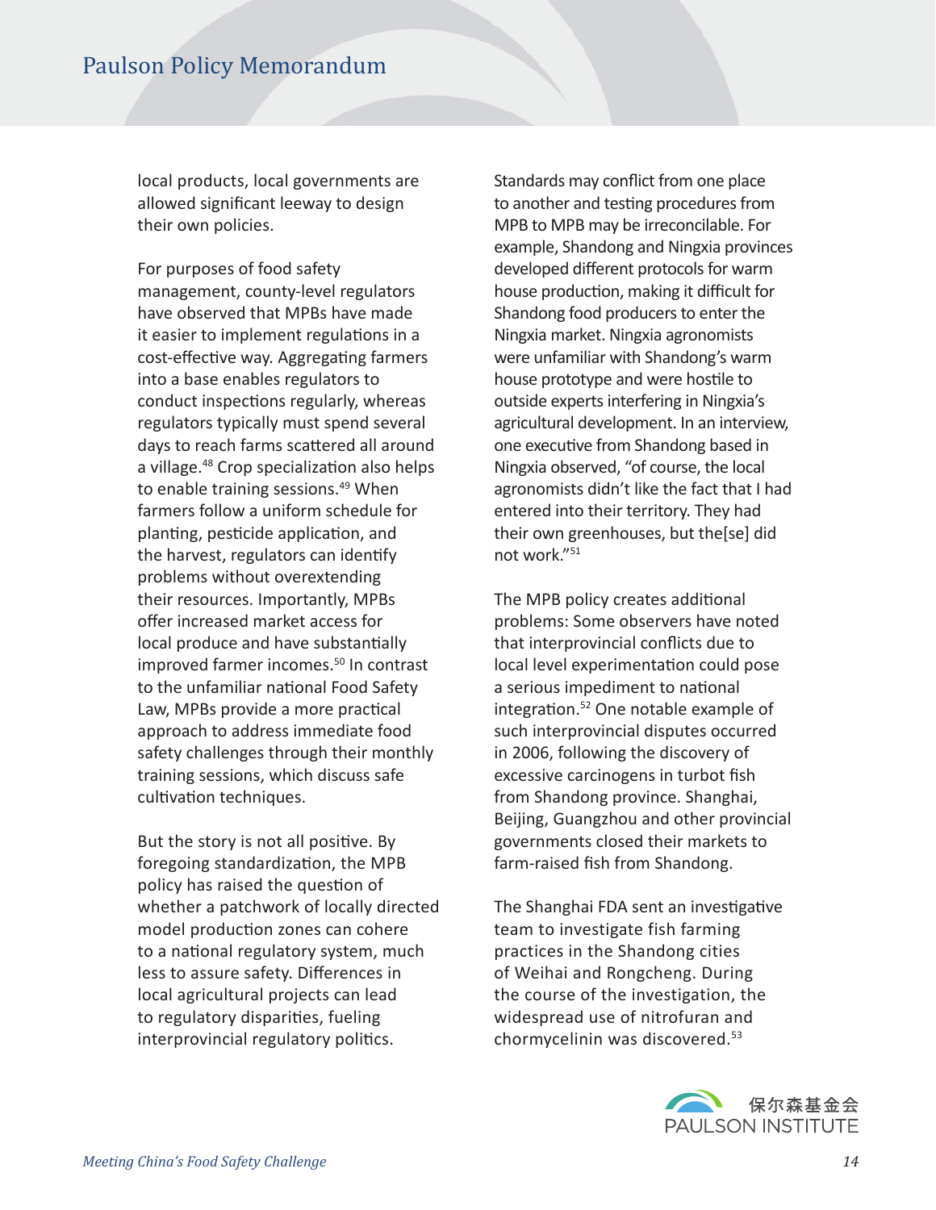local products, local governments are allowed significant leeway to design their own policies.

For purposes of food safety management, county-level regulators have observed that MPBs have made it easier to implement regulations in a cost-effective way. Aggregating farmers into a base enables regulators to conduct inspections regularly, whereas regulators typically must spend several days to reach farms scattered all around a village.[48] Crop specialization also helps to enable training sessions.[49] When farmers follow a uniform schedule for planting, pesticide application, and the harvest, regulators can identify problems without overextending their resources. Importantly, MPBs offer increased market access for local produce and have substantially improved farmer incomes.[50] In contrast to the unfamiliar national Food Safety Law, MPBs provide a more practical approach to address immediate food safety challenges through their monthly training sessions, which discuss safe cultivation techniques.

But the story is not all positive. By foregoing standardization, the MPB policy has raised the question of whether a patchwork of locally directed model production zones can cohere to a national regulatory system, much less to assure safety. Differences in local agricultural projects can lead to regulatory disparities, fueling interprovincial regulatory politics.

Standards may conflict from one place to another and testing procedures from MPB to MPB may be irreconcilable. For example, Shandong and Ningxia provinces developed different protocols for warm house production, making it difficult for Shandong food producers to enter the Ningxia market. Ningxia agronomists were unfamiliar with Shandong's warm house prototype and were hostile to outside experts interfering in Ningxia's agricultural development. In an interview, one executive from Shandong based in Ningxia observed, "of course, the local agronomists didn't like the fact that I had entered into their territory. They had their own greenhouses, but the[se] did not work."[51]

The MPB policy creates additional problems: Some observers have noted that interprovincial conflicts due to local level experimentation could pose a serious impediment to national integration.[52] One notable example of such interprovincial disputes occurred in 2006, following the discovery of excessive carcinogens in turbot fish from Shandong province. Shanghai, Beijing, Guangzhou and other provincial governments closed their markets to farm-raised fish from Shandong.

The Shanghai FDA sent an investigative team to investigate fish farming practices in the Shandong cities of Weihai and Rongcheng. During the course of the investigation, the widespread use of nitrofuran and chormycelinin was discovered.[53]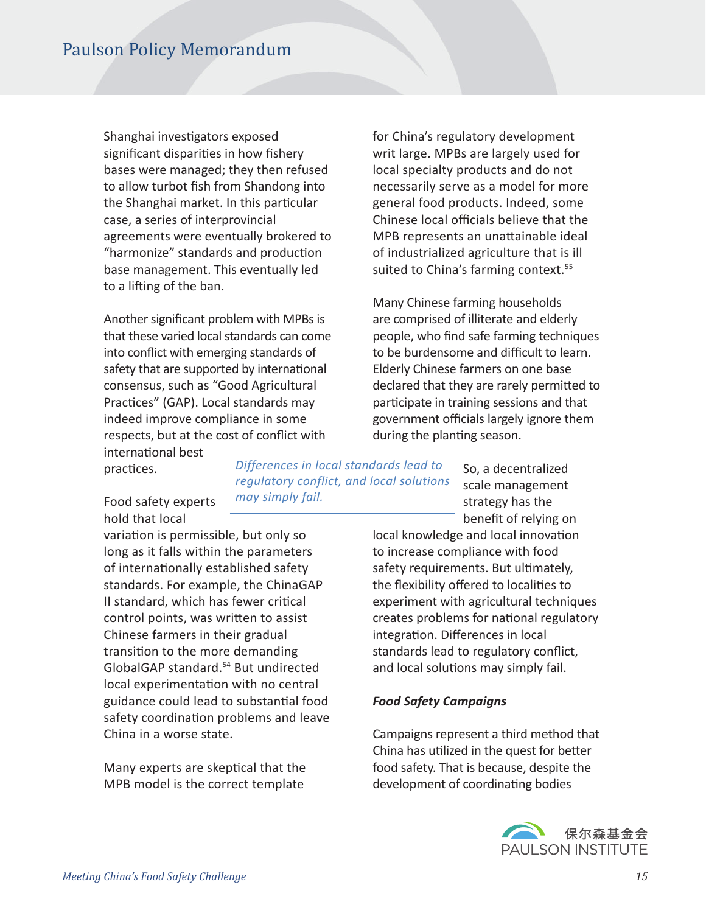Shanghai investigators exposed significant disparities in how fishery bases were managed; they then refused to allow turbot fish from Shandong into the Shanghai market. In this particular case, a series of interprovincial agreements were eventually brokered to "harmonize" standards and production base management. This eventually led to a lifting of the ban.

Another significant problem with MPBs is that these varied local standards can come into conflict with emerging standards of safety that are supported by international consensus, such as "Good Agricultural Practices" (GAP). Local standards may indeed improve compliance in some respects, but at the cost of conflict with international best practices.

*Differences in local standards lead to regulatory conflict, and local solutions may simply fail.*

Food safety experts hold that local variation is permissible, but only so long as it falls within the parameters of internationally established safety standards. For example, the ChinaGAP II standard, which has fewer critical control points, was written to assist Chinese farmers in their gradual transition to the more demanding GlobalGAP standard.[54] But undirected local experimentation with no central guidance could lead to substantial food safety coordination problems and leave China in a worse state.

Many experts are skeptical that the MPB model is the correct template for China's regulatory development writ large. MPBs are largely used for local specialty products and do not necessarily serve as a model for more general food products. Indeed, some Chinese local officials believe that the MPB represents an unattainable ideal of industrialized agriculture that is ill suited to China's farming context.[55]

Many Chinese farming households are comprised of illiterate and elderly people, who find safe farming techniques to be burdensome and difficult to learn. Elderly Chinese farmers on one base declared that they are rarely permitted to participate in training sessions and that government officials largely ignore them during the planting season.

So, a decentralized scale management strategy has the benefit of relying on local knowledge and local innovation to increase compliance with food safety requirements. But ultimately, the flexibility offered to localities to experiment with agricultural techniques creates problems for national regulatory integration. Differences in local standards lead to regulatory conflict, and local solutions may simply fail.

***Food Safety Campaigns***

Campaigns represent a third method that China has utilized in the quest for better food safety. That is because, despite the development of coordinating bodies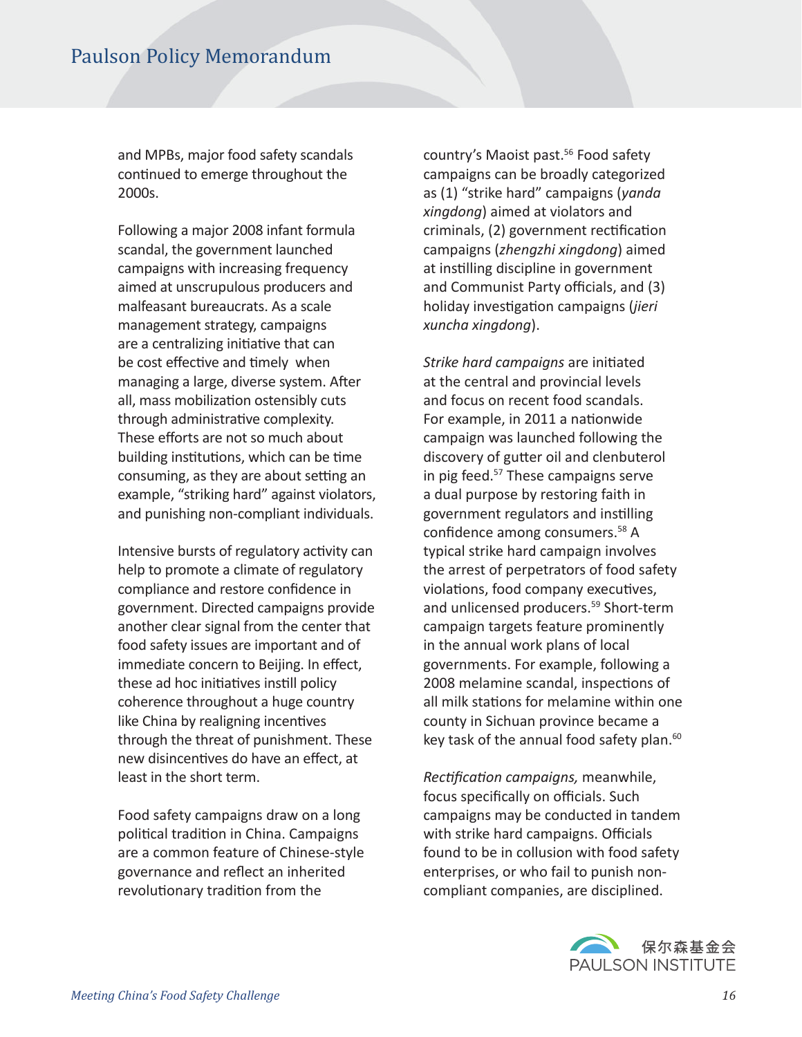and MPBs, major food safety scandals continued to emerge throughout the 2000s.

Following a major 2008 infant formula scandal, the government launched campaigns with increasing frequency aimed at unscrupulous producers and malfeasant bureaucrats. As a scale management strategy, campaigns are a centralizing initiative that can be cost effective and timely when managing a large, diverse system. After all, mass mobilization ostensibly cuts through administrative complexity. These efforts are not so much about building institutions, which can be time consuming, as they are about setting an example, "striking hard" against violators, and punishing non-compliant individuals.

Intensive bursts of regulatory activity can help to promote a climate of regulatory compliance and restore confidence in government. Directed campaigns provide another clear signal from the center that food safety issues are important and of immediate concern to Beijing. In effect, these ad hoc initiatives instill policy coherence throughout a huge country like China by realigning incentives through the threat of punishment. These new disincentives do have an effect, at least in the short term.

Food safety campaigns draw on a long political tradition in China. Campaigns are a common feature of Chinese-style governance and reflect an inherited revolutionary tradition from the country's Maoist past.[56] Food safety campaigns can be broadly categorized as (1) "strike hard" campaigns (*yanda xingdong*) aimed at violators and criminals, (2) government rectification campaigns (*zhengzhi xingdong*) aimed at instilling discipline in government and Communist Party officials, and (3) holiday investigation campaigns (*jieri xuncha xingdong*).

*Strike hard campaigns* are initiated at the central and provincial levels and focus on recent food scandals. For example, in 2011 a nationwide campaign was launched following the discovery of gutter oil and clenbuterol in pig feed.[57] These campaigns serve a dual purpose by restoring faith in government regulators and instilling confidence among consumers.[58] A typical strike hard campaign involves the arrest of perpetrators of food safety violations, food company executives, and unlicensed producers.[59] Short-term campaign targets feature prominently in the annual work plans of local governments. For example, following a 2008 melamine scandal, inspections of all milk stations for melamine within one county in Sichuan province became a key task of the annual food safety plan.[60]

*Rectification campaigns,* meanwhile, focus specifically on officials. Such campaigns may be conducted in tandem with strike hard campaigns. Officials found to be in collusion with food safety enterprises, or who fail to punish non-compliant companies, are disciplined.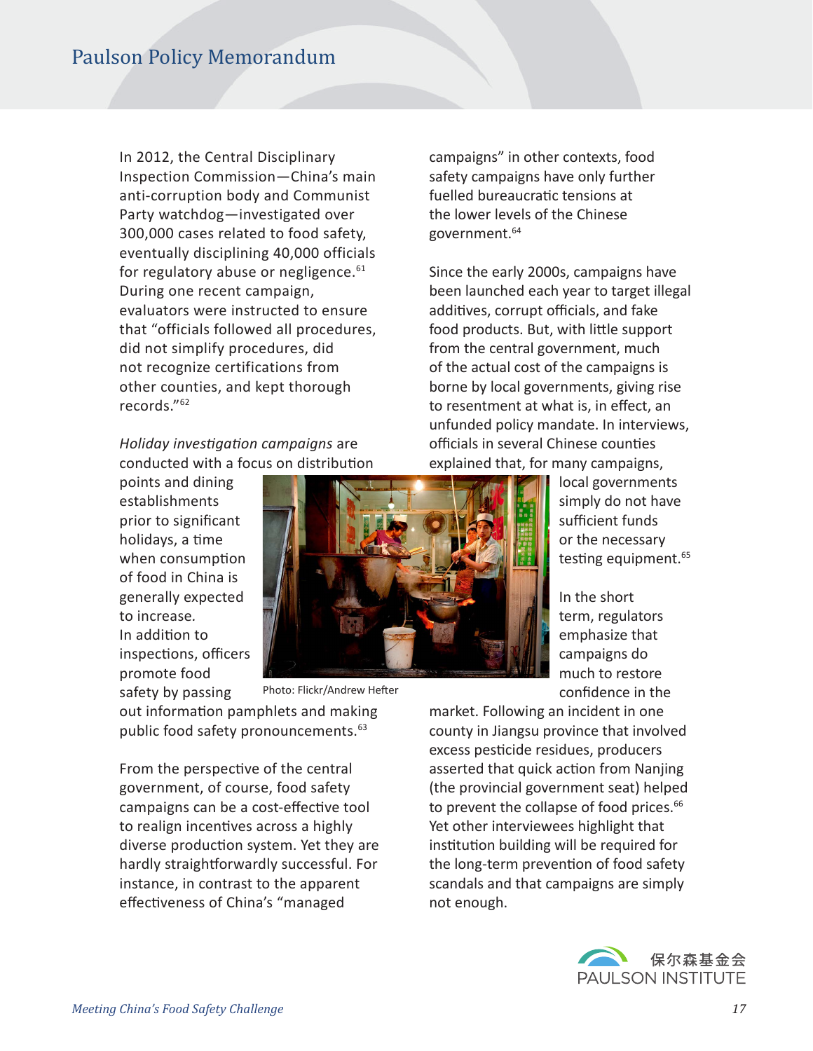In 2012, the Central Disciplinary Inspection Commission—China's main anti-corruption body and Communist Party watchdog—investigated over 300,000 cases related to food safety, eventually disciplining 40,000 officials for regulatory abuse or negligence.[61] During one recent campaign, evaluators were instructed to ensure that "officials followed all procedures, did not simplify procedures, did not recognize certifications from other counties, and kept thorough records."[62]

*Holiday investigation campaigns* are conducted with a focus on distribution points and dining establishments prior to significant holidays, a time when consumption of food in China is generally expected to increase. In addition to inspections, officers promote food safety by passing out information pamphlets and making public food safety pronouncements.[63]

Photo: Flickr/Andrew Hefter

From the perspective of the central government, of course, food safety campaigns can be a cost-effective tool to realign incentives across a highly diverse production system. Yet they are hardly straightforwardly successful. For instance, in contrast to the apparent effectiveness of China's "managed campaigns" in other contexts, food safety campaigns have only further fuelled bureaucratic tensions at the lower levels of the Chinese government.[64]

Since the early 2000s, campaigns have been launched each year to target illegal additives, corrupt officials, and fake food products. But, with little support from the central government, much of the actual cost of the campaigns is borne by local governments, giving rise to resentment at what is, in effect, an unfunded policy mandate. In interviews, officials in several Chinese counties explained that, for many campaigns, local governments simply do not have sufficient funds or the necessary testing equipment.[65]

In the short term, regulators emphasize that campaigns do much to restore confidence in the market. Following an incident in one county in Jiangsu province that involved excess pesticide residues, producers asserted that quick action from Nanjing (the provincial government seat) helped to prevent the collapse of food prices.[66] Yet other interviewees highlight that institution building will be required for the long-term prevention of food safety scandals and that campaigns are simply not enough.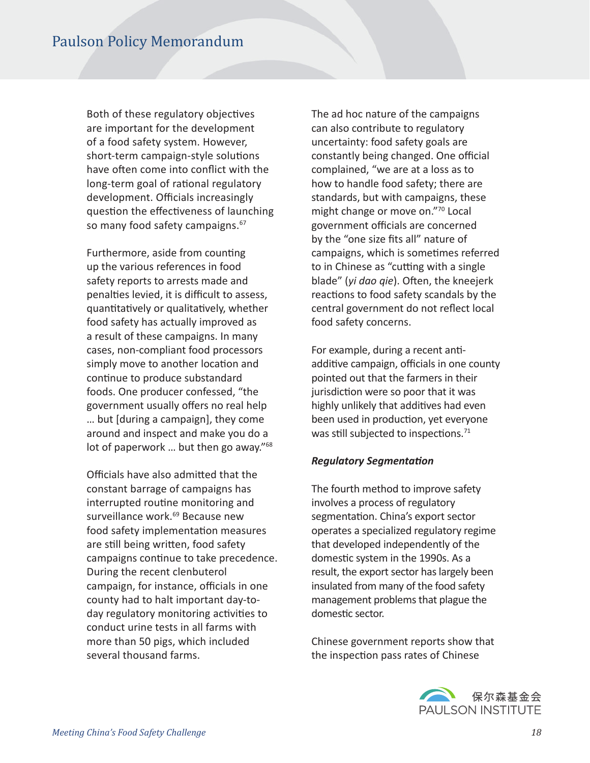Both of these regulatory objectives are important for the development of a food safety system. However, short-term campaign-style solutions have often come into conflict with the long-term goal of rational regulatory development. Officials increasingly question the effectiveness of launching so many food safety campaigns.[67]

Furthermore, aside from counting up the various references in food safety reports to arrests made and penalties levied, it is difficult to assess, quantitatively or qualitatively, whether food safety has actually improved as a result of these campaigns. In many cases, non-compliant food processors simply move to another location and continue to produce substandard foods. One producer confessed, "the government usually offers no real help … but [during a campaign], they come around and inspect and make you do a lot of paperwork … but then go away."[68]

Officials have also admitted that the constant barrage of campaigns has interrupted routine monitoring and surveillance work.[69] Because new food safety implementation measures are still being written, food safety campaigns continue to take precedence. During the recent clenbuterol campaign, for instance, officials in one county had to halt important day-to-day regulatory monitoring activities to conduct urine tests in all farms with more than 50 pigs, which included several thousand farms.

The ad hoc nature of the campaigns can also contribute to regulatory uncertainty: food safety goals are constantly being changed. One official complained, "we are at a loss as to how to handle food safety; there are standards, but with campaigns, these might change or move on."[70] Local government officials are concerned by the "one size fits all" nature of campaigns, which is sometimes referred to in Chinese as "cutting with a single blade" (*yi dao qie*). Often, the kneejerk reactions to food safety scandals by the central government do not reflect local food safety concerns.

For example, during a recent anti-additive campaign, officials in one county pointed out that the farmers in their jurisdiction were so poor that it was highly unlikely that additives had even been used in production, yet everyone was still subjected to inspections.[71]

#### *Regulatory Segmentation*

The fourth method to improve safety involves a process of regulatory segmentation. China's export sector operates a specialized regulatory regime that developed independently of the domestic system in the 1990s. As a result, the export sector has largely been insulated from many of the food safety management problems that plague the domestic sector.

Chinese government reports show that the inspection pass rates of Chinese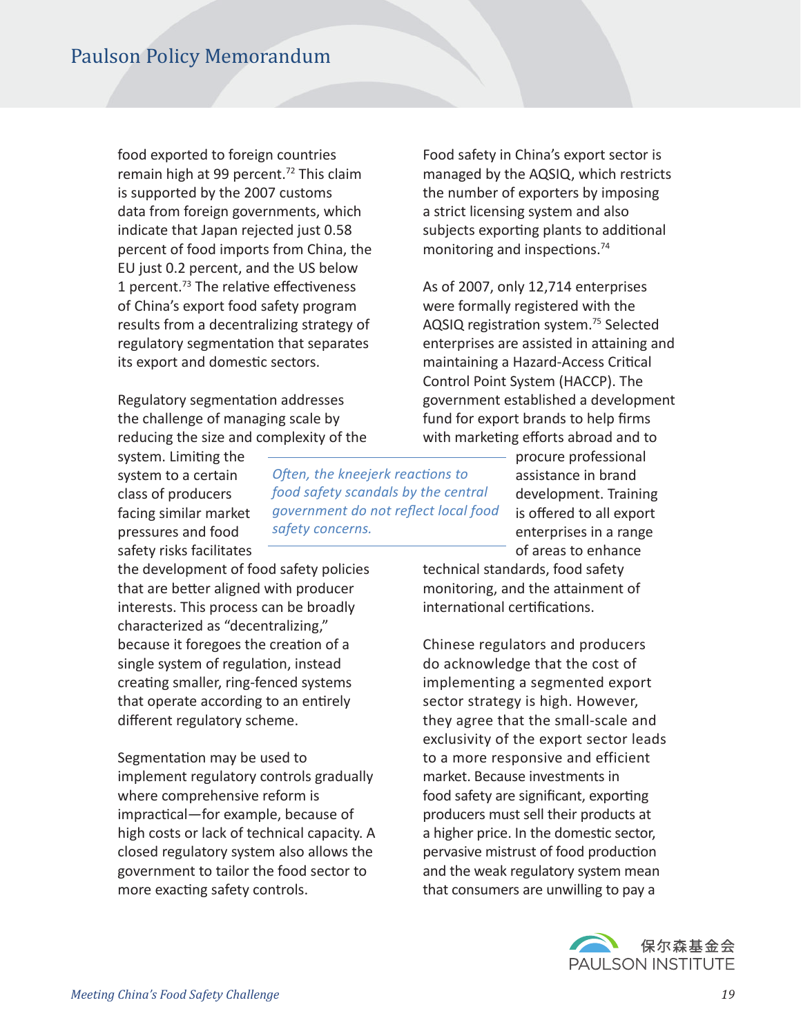food exported to foreign countries remain high at 99 percent.[72] This claim is supported by the 2007 customs data from foreign governments, which indicate that Japan rejected just 0.58 percent of food imports from China, the EU just 0.2 percent, and the US below 1 percent.[73] The relative effectiveness of China's export food safety program results from a decentralizing strategy of regulatory segmentation that separates its export and domestic sectors.

Regulatory segmentation addresses the challenge of managing scale by reducing the size and complexity of the system. Limiting the system to a certain class of producers facing similar market pressures and food safety risks facilitates the development of food safety policies that are better aligned with producer interests. This process can be broadly characterized as "decentralizing," because it foregoes the creation of a single system of regulation, instead creating smaller, ring-fenced systems that operate according to an entirely different regulatory scheme.

Segmentation may be used to implement regulatory controls gradually where comprehensive reform is impractical—for example, because of high costs or lack of technical capacity. A closed regulatory system also allows the government to tailor the food sector to more exacting safety controls.

*Often, the kneejerk reactions to food safety scandals by the central government do not reflect local food safety concerns.*

Food safety in China's export sector is managed by the AQSIQ, which restricts the number of exporters by imposing a strict licensing system and also subjects exporting plants to additional monitoring and inspections.[74]

As of 2007, only 12,714 enterprises were formally registered with the AQSIQ registration system.[75] Selected enterprises are assisted in attaining and maintaining a Hazard-Access Critical Control Point System (HACCP). The government established a development fund for export brands to help firms with marketing efforts abroad and to procure professional assistance in brand development. Training is offered to all export enterprises in a range of areas to enhance technical standards, food safety monitoring, and the attainment of international certifications.

Chinese regulators and producers do acknowledge that the cost of implementing a segmented export sector strategy is high. However, they agree that the small-scale and exclusivity of the export sector leads to a more responsive and efficient market. Because investments in food safety are significant, exporting producers must sell their products at a higher price. In the domestic sector, pervasive mistrust of food production and the weak regulatory system mean that consumers are unwilling to pay a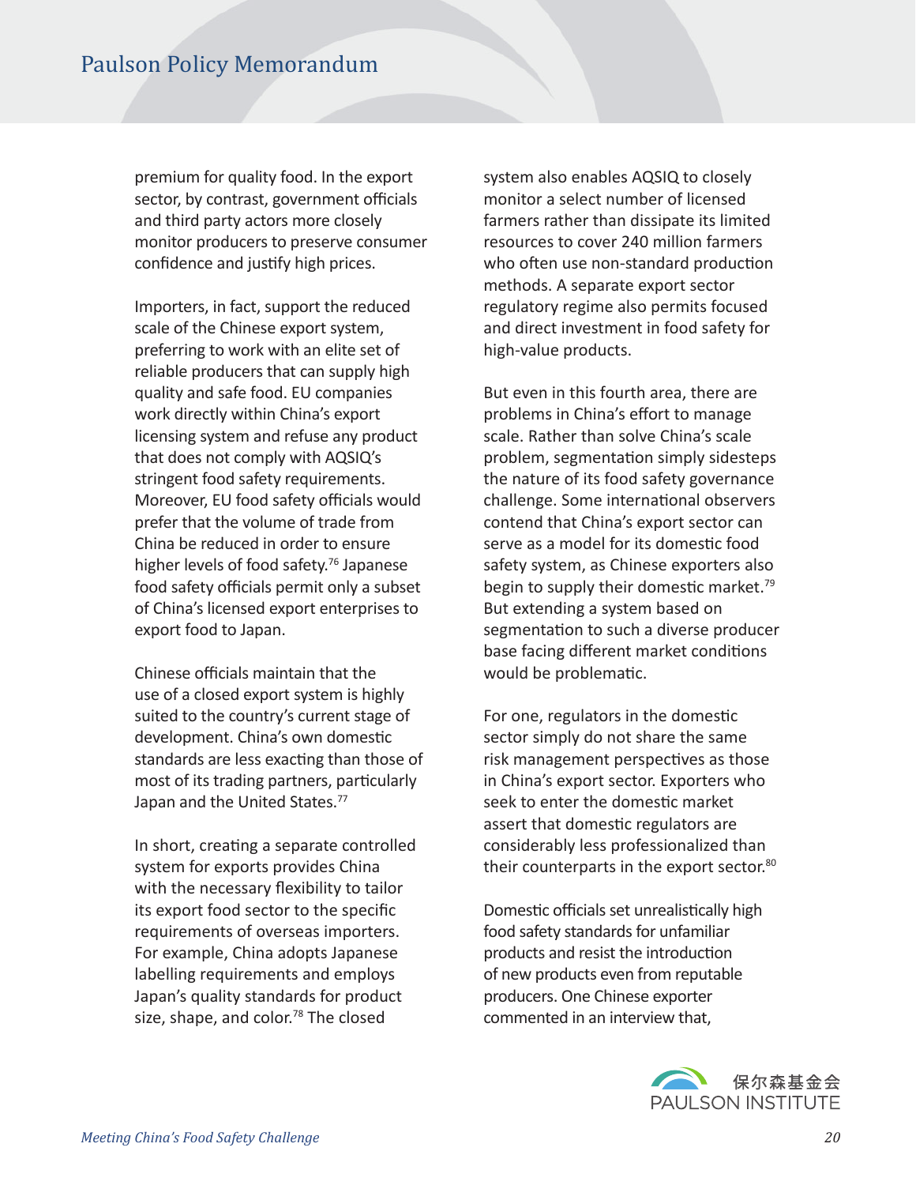premium for quality food. In the export sector, by contrast, government officials and third party actors more closely monitor producers to preserve consumer confidence and justify high prices.

Importers, in fact, support the reduced scale of the Chinese export system, preferring to work with an elite set of reliable producers that can supply high quality and safe food. EU companies work directly within China's export licensing system and refuse any product that does not comply with AQSIQ's stringent food safety requirements. Moreover, EU food safety officials would prefer that the volume of trade from China be reduced in order to ensure higher levels of food safety.[76] Japanese food safety officials permit only a subset of China's licensed export enterprises to export food to Japan.

Chinese officials maintain that the use of a closed export system is highly suited to the country's current stage of development. China's own domestic standards are less exacting than those of most of its trading partners, particularly Japan and the United States.[77]

In short, creating a separate controlled system for exports provides China with the necessary flexibility to tailor its export food sector to the specific requirements of overseas importers. For example, China adopts Japanese labelling requirements and employs Japan's quality standards for product size, shape, and color.[78] The closed system also enables AQSIQ to closely monitor a select number of licensed farmers rather than dissipate its limited resources to cover 240 million farmers who often use non-standard production methods. A separate export sector regulatory regime also permits focused and direct investment in food safety for high-value products.

But even in this fourth area, there are problems in China's effort to manage scale. Rather than solve China's scale problem, segmentation simply sidesteps the nature of its food safety governance challenge. Some international observers contend that China's export sector can serve as a model for its domestic food safety system, as Chinese exporters also begin to supply their domestic market.[79] But extending a system based on segmentation to such a diverse producer base facing different market conditions would be problematic.

For one, regulators in the domestic sector simply do not share the same risk management perspectives as those in China's export sector. Exporters who seek to enter the domestic market assert that domestic regulators are considerably less professionalized than their counterparts in the export sector.[80]

Domestic officials set unrealistically high food safety standards for unfamiliar products and resist the introduction of new products even from reputable producers. One Chinese exporter commented in an interview that,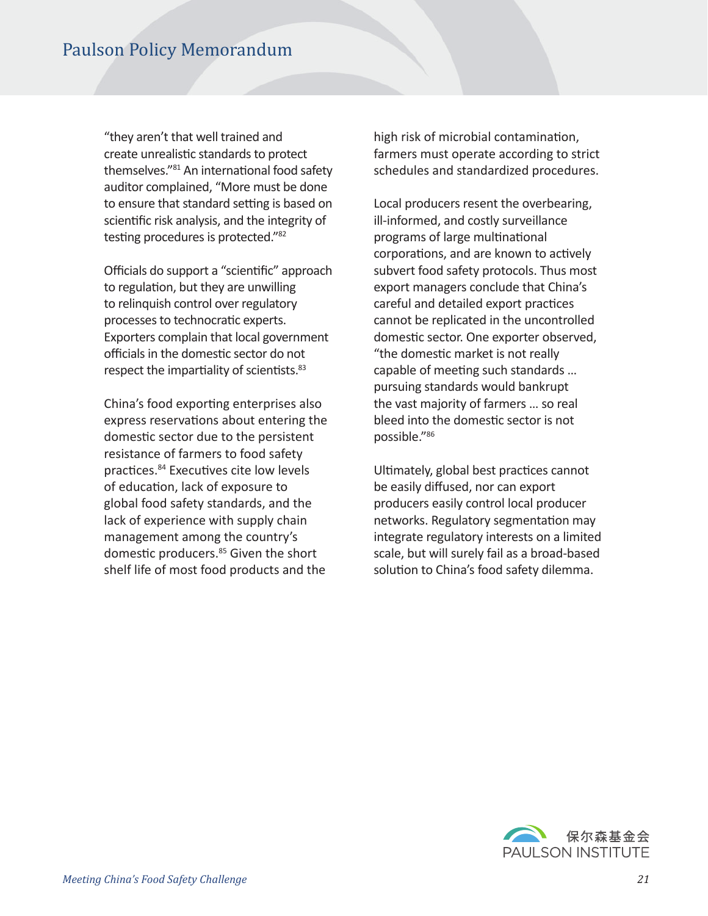"they aren't that well trained and create unrealistic standards to protect themselves."[81] An international food safety auditor complained, "More must be done to ensure that standard setting is based on scientific risk analysis, and the integrity of testing procedures is protected."[82]

Officials do support a "scientific" approach to regulation, but they are unwilling to relinquish control over regulatory processes to technocratic experts. Exporters complain that local government officials in the domestic sector do not respect the impartiality of scientists.[83]

China's food exporting enterprises also express reservations about entering the domestic sector due to the persistent resistance of farmers to food safety practices.[84] Executives cite low levels of education, lack of exposure to global food safety standards, and the lack of experience with supply chain management among the country's domestic producers.[85] Given the short shelf life of most food products and the high risk of microbial contamination, farmers must operate according to strict schedules and standardized procedures.

Local producers resent the overbearing, ill-informed, and costly surveillance programs of large multinational corporations, and are known to actively subvert food safety protocols. Thus most export managers conclude that China's careful and detailed export practices cannot be replicated in the uncontrolled domestic sector. One exporter observed, "the domestic market is not really capable of meeting such standards … pursuing standards would bankrupt the vast majority of farmers … so real bleed into the domestic sector is not possible."[86]

Ultimately, global best practices cannot be easily diffused, nor can export producers easily control local producer networks. Regulatory segmentation may integrate regulatory interests on a limited scale, but will surely fail as a broad-based solution to China's food safety dilemma.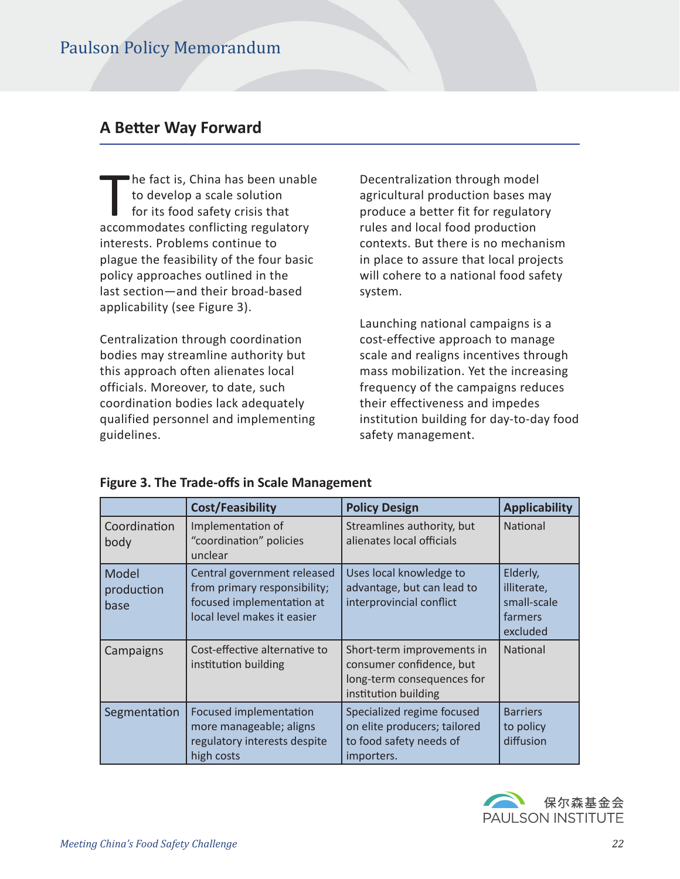## A Better Way Forward

The fact is, China has been unable to develop a scale solution for its food safety crisis that accommodates conflicting regulatory interests. Problems continue to plague the feasibility of the four basic policy approaches outlined in the last section—and their broad-based applicability (see Figure 3).

Centralization through coordination bodies may streamline authority but this approach often alienates local officials. Moreover, to date, such coordination bodies lack adequately qualified personnel and implementing guidelines.

Decentralization through model agricultural production bases may produce a better fit for regulatory rules and local food production contexts. But there is no mechanism in place to assure that local projects will cohere to a national food safety system.

Launching national campaigns is a cost-effective approach to manage scale and realigns incentives through mass mobilization. Yet the increasing frequency of the campaigns reduces their effectiveness and impedes institution building for day-to-day food safety management.

**Figure 3. The Trade-offs in Scale Management**

| | Cost/Feasibility | Policy Design | Applicability |
|---|---|---|---|
| Coordination body | Implementation of "coordination" policies unclear | Streamlines authority, but alienates local officials | National |
| Model production base | Central government released from primary responsibility; focused implementation at local level makes it easier | Uses local knowledge to advantage, but can lead to interprovincial conflict | Elderly, illiterate, small-scale farmers excluded |
| Campaigns | Cost-effective alternative to institution building | Short-term improvements in consumer confidence, but long-term consequences for institution building | National |
| Segmentation | Focused implementation more manageable; aligns regulatory interests despite high costs | Specialized regime focused on elite producers; tailored to food safety needs of importers. | Barriers to policy diffusion |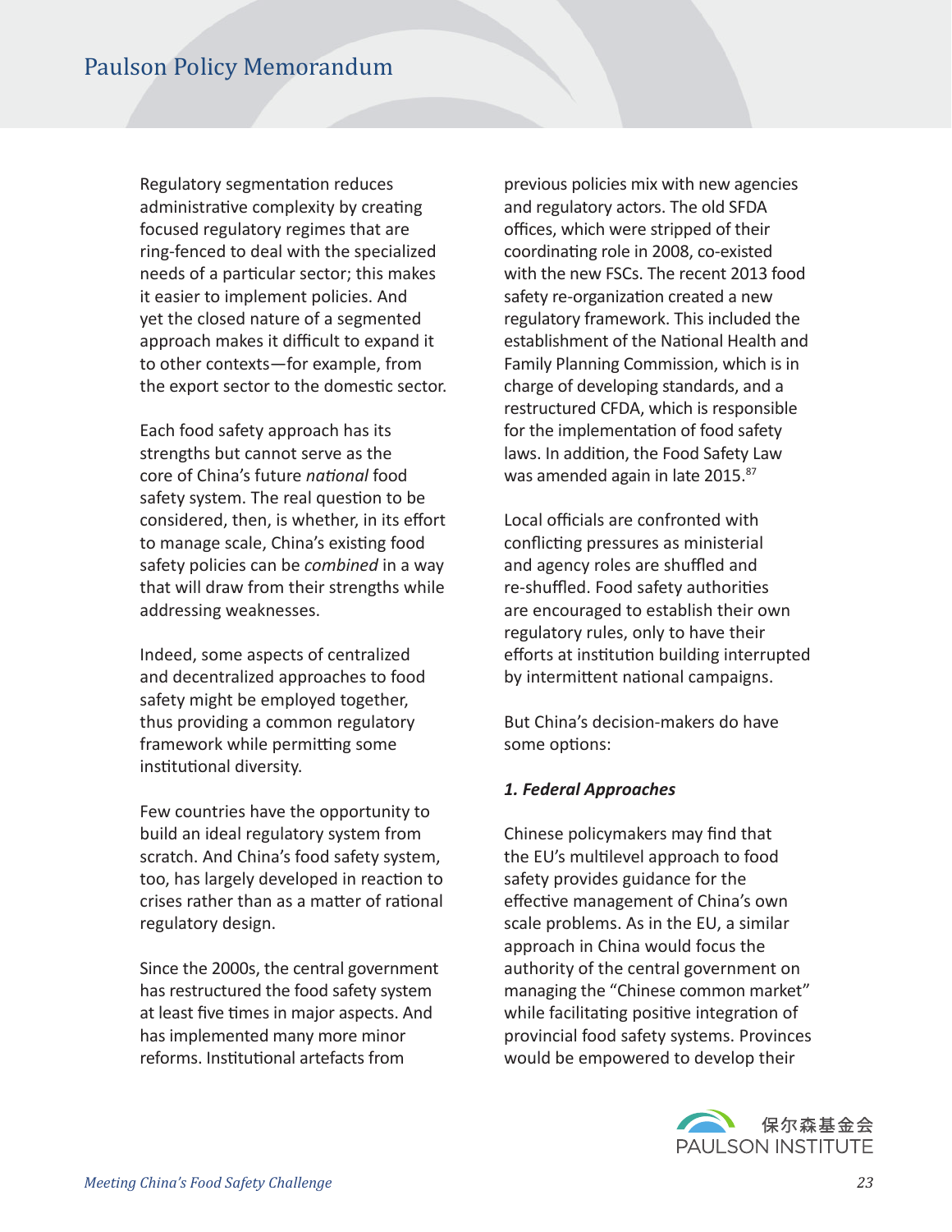Regulatory segmentation reduces administrative complexity by creating focused regulatory regimes that are ring-fenced to deal with the specialized needs of a particular sector; this makes it easier to implement policies. And yet the closed nature of a segmented approach makes it difficult to expand it to other contexts—for example, from the export sector to the domestic sector.

Each food safety approach has its strengths but cannot serve as the core of China's future *national* food safety system. The real question to be considered, then, is whether, in its effort to manage scale, China's existing food safety policies can be *combined* in a way that will draw from their strengths while addressing weaknesses.

Indeed, some aspects of centralized and decentralized approaches to food safety might be employed together, thus providing a common regulatory framework while permitting some institutional diversity.

Few countries have the opportunity to build an ideal regulatory system from scratch. And China's food safety system, too, has largely developed in reaction to crises rather than as a matter of rational regulatory design.

Since the 2000s, the central government has restructured the food safety system at least five times in major aspects. And has implemented many more minor reforms. Institutional artefacts from previous policies mix with new agencies and regulatory actors. The old SFDA offices, which were stripped of their coordinating role in 2008, co-existed with the new FSCs. The recent 2013 food safety re-organization created a new regulatory framework. This included the establishment of the National Health and Family Planning Commission, which is in charge of developing standards, and a restructured CFDA, which is responsible for the implementation of food safety laws. In addition, the Food Safety Law was amended again in late 2015.[87]

Local officials are confronted with conflicting pressures as ministerial and agency roles are shuffled and re-shuffled. Food safety authorities are encouraged to establish their own regulatory rules, only to have their efforts at institution building interrupted by intermittent national campaigns.

But China's decision-makers do have some options:

***1. Federal Approaches***

Chinese policymakers may find that the EU's multilevel approach to food safety provides guidance for the effective management of China's own scale problems. As in the EU, a similar approach in China would focus the authority of the central government on managing the "Chinese common market" while facilitating positive integration of provincial food safety systems. Provinces would be empowered to develop their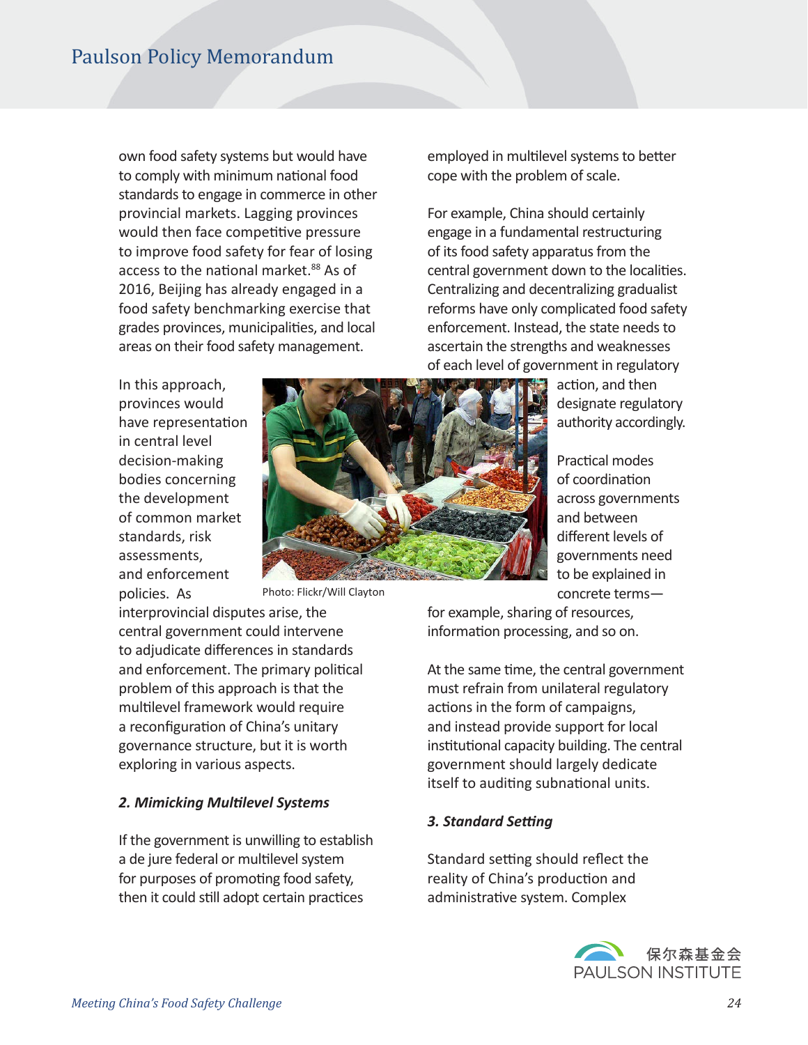own food safety systems but would have to comply with minimum national food standards to engage in commerce in other provincial markets. Lagging provinces would then face competitive pressure to improve food safety for fear of losing access to the national market.[88] As of 2016, Beijing has already engaged in a food safety benchmarking exercise that grades provinces, municipalities, and local areas on their food safety management.

In this approach, provinces would have representation in central level decision-making bodies concerning the development of common market standards, risk assessments, and enforcement policies. As interprovincial disputes arise, the central government could intervene to adjudicate differences in standards and enforcement. The primary political problem of this approach is that the multilevel framework would require a reconfiguration of China's unitary governance structure, but it is worth exploring in various aspects.

Photo: Flickr/Will Clayton

*2. Mimicking Multilevel Systems*

If the government is unwilling to establish a de jure federal or multilevel system for purposes of promoting food safety, then it could still adopt certain practices employed in multilevel systems to better cope with the problem of scale.

For example, China should certainly engage in a fundamental restructuring of its food safety apparatus from the central government down to the localities. Centralizing and decentralizing gradualist reforms have only complicated food safety enforcement. Instead, the state needs to ascertain the strengths and weaknesses of each level of government in regulatory action, and then designate regulatory authority accordingly.

Practical modes of coordination across governments and between different levels of governments need to be explained in concrete terms—for example, sharing of resources, information processing, and so on.

At the same time, the central government must refrain from unilateral regulatory actions in the form of campaigns, and instead provide support for local institutional capacity building. The central government should largely dedicate itself to auditing subnational units.

*3. Standard Setting*

Standard setting should reflect the reality of China's production and administrative system. Complex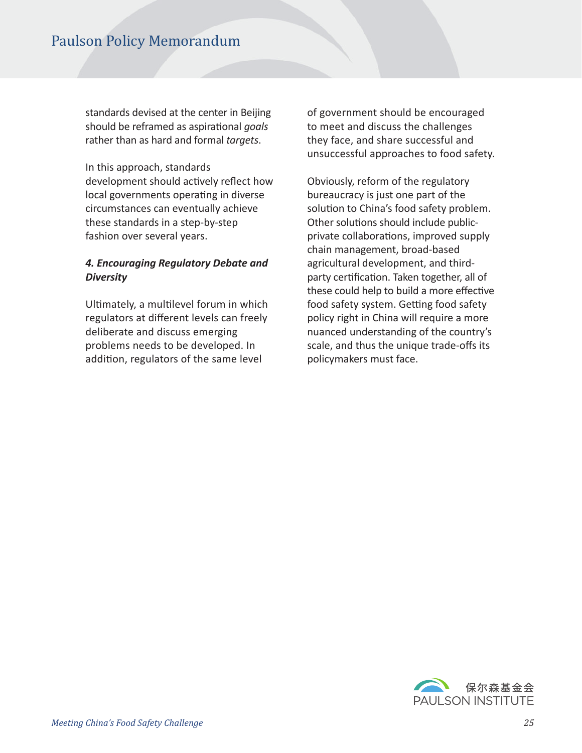standards devised at the center in Beijing should be reframed as aspirational *goals* rather than as hard and formal *targets*.

In this approach, standards development should actively reflect how local governments operating in diverse circumstances can eventually achieve these standards in a step-by-step fashion over several years.

### *4. Encouraging Regulatory Debate and Diversity*

Ultimately, a multilevel forum in which regulators at different levels can freely deliberate and discuss emerging problems needs to be developed. In addition, regulators of the same level of government should be encouraged to meet and discuss the challenges they face, and share successful and unsuccessful approaches to food safety.

Obviously, reform of the regulatory bureaucracy is just one part of the solution to China's food safety problem. Other solutions should include public-private collaborations, improved supply chain management, broad-based agricultural development, and third-party certification. Taken together, all of these could help to build a more effective food safety system. Getting food safety policy right in China will require a more nuanced understanding of the country's scale, and thus the unique trade-offs its policymakers must face.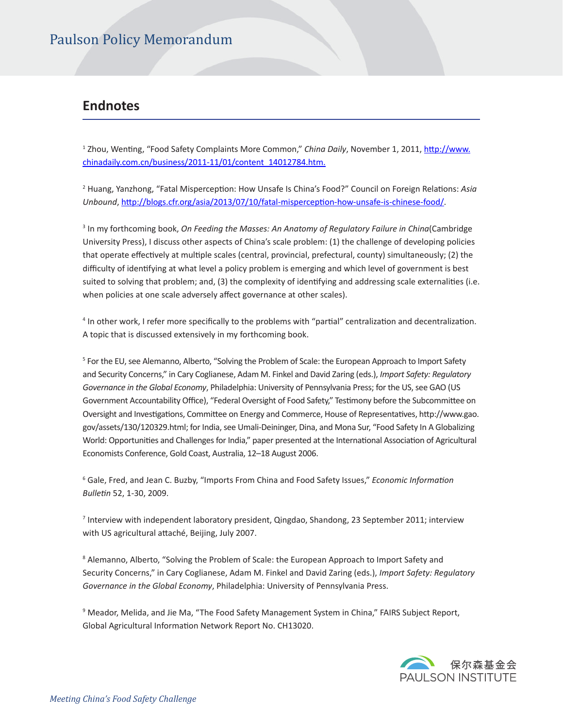## Endnotes

[1] Zhou, Wenting, "Food Safety Complaints More Common," *China Daily*, November 1, 2011, http://www.chinadaily.com.cn/business/2011-11/01/content_14012784.htm.

[2] Huang, Yanzhong, "Fatal Misperception: How Unsafe Is China's Food?" Council on Foreign Relations: *Asia Unbound*, http://blogs.cfr.org/asia/2013/07/10/fatal-misperception-how-unsafe-is-chinese-food/.

[3] In my forthcoming book, *On Feeding the Masses: An Anatomy of Regulatory Failure in China*(Cambridge University Press), I discuss other aspects of China's scale problem: (1) the challenge of developing policies that operate effectively at multiple scales (central, provincial, prefectural, county) simultaneously; (2) the difficulty of identifying at what level a policy problem is emerging and which level of government is best suited to solving that problem; and, (3) the complexity of identifying and addressing scale externalities (i.e. when policies at one scale adversely affect governance at other scales).

[4] In other work, I refer more specifically to the problems with "partial" centralization and decentralization. A topic that is discussed extensively in my forthcoming book.

[5] For the EU, see Alemanno, Alberto, "Solving the Problem of Scale: the European Approach to Import Safety and Security Concerns," in Cary Coglianese, Adam M. Finkel and David Zaring (eds.), *Import Safety: Regulatory Governance in the Global Economy*, Philadelphia: University of Pennsylvania Press; for the US, see GAO (US Government Accountability Office), "Federal Oversight of Food Safety," Testimony before the Subcommittee on Oversight and Investigations, Committee on Energy and Commerce, House of Representatives, http://www.gao.gov/assets/130/120329.html; for India, see Umali-Deininger, Dina, and Mona Sur, "Food Safety In A Globalizing World: Opportunities and Challenges for India," paper presented at the International Association of Agricultural Economists Conference, Gold Coast, Australia, 12–18 August 2006.

[6] Gale, Fred, and Jean C. Buzby, "Imports From China and Food Safety Issues," *Economic Information Bulletin* 52, 1-30, 2009.

[7] Interview with independent laboratory president, Qingdao, Shandong, 23 September 2011; interview with US agricultural attaché, Beijing, July 2007.

[8] Alemanno, Alberto, "Solving the Problem of Scale: the European Approach to Import Safety and Security Concerns," in Cary Coglianese, Adam M. Finkel and David Zaring (eds.), *Import Safety: Regulatory Governance in the Global Economy*, Philadelphia: University of Pennsylvania Press.

[9] Meador, Melida, and Jie Ma, "The Food Safety Management System in China," FAIRS Subject Report, Global Agricultural Information Network Report No. CH13020.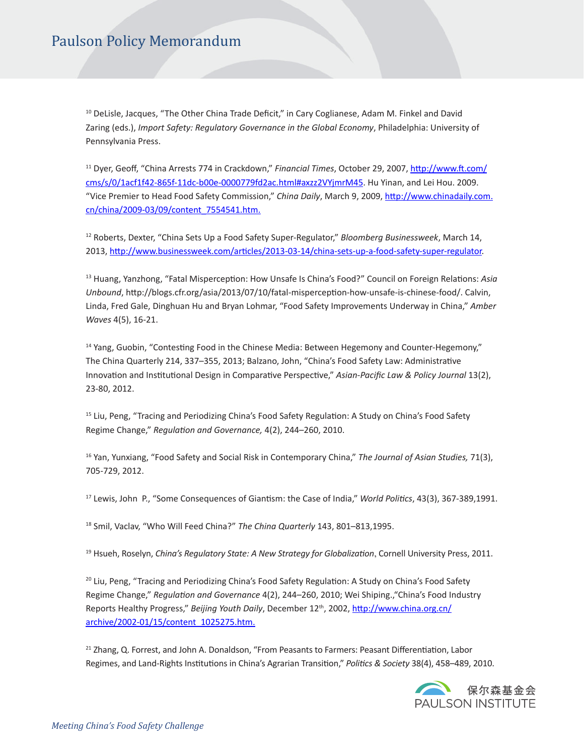[10] DeLisle, Jacques, "The Other China Trade Deficit," in Cary Coglianese, Adam M. Finkel and David Zaring (eds.), *Import Safety: Regulatory Governance in the Global Economy*, Philadelphia: University of Pennsylvania Press.

[11] Dyer, Geoff, "China Arrests 774 in Crackdown," *Financial Times*, October 29, 2007, http://www.ft.com/cms/s/0/1acf1f42-865f-11dc-b00e-0000779fd2ac.html#axzz2VYjmrM45. Hu Yinan, and Lei Hou. 2009. "Vice Premier to Head Food Safety Commission," *China Daily*, March 9, 2009, http://www.chinadaily.com.cn/china/2009-03/09/content_7554541.htm.

[12] Roberts, Dexter, "China Sets Up a Food Safety Super-Regulator," *Bloomberg Businessweek*, March 14, 2013, http://www.businessweek.com/articles/2013-03-14/china-sets-up-a-food-safety-super-regulator.

[13] Huang, Yanzhong, "Fatal Misperception: How Unsafe Is China's Food?" Council on Foreign Relations: *Asia Unbound*, http://blogs.cfr.org/asia/2013/07/10/fatal-misperception-how-unsafe-is-chinese-food/. Calvin, Linda, Fred Gale, Dinghuan Hu and Bryan Lohmar, "Food Safety Improvements Underway in China," *Amber Waves* 4(5), 16-21.

[14] Yang, Guobin, "Contesting Food in the Chinese Media: Between Hegemony and Counter-Hegemony," The China Quarterly 214, 337–355, 2013; Balzano, John, "China's Food Safety Law: Administrative Innovation and Institutional Design in Comparative Perspective," *Asian-Pacific Law & Policy Journal* 13(2), 23-80, 2012.

[15] Liu, Peng, "Tracing and Periodizing China's Food Safety Regulation: A Study on China's Food Safety Regime Change," *Regulation and Governance,* 4(2), 244–260, 2010.

[16] Yan, Yunxiang, "Food Safety and Social Risk in Contemporary China," *The Journal of Asian Studies,* 71(3), 705-729, 2012.

[17] Lewis, John P., "Some Consequences of Giantism: the Case of India," *World Politics*, 43(3), 367-389,1991.

[18] Smil, Vaclav, "Who Will Feed China?" *The China Quarterly* 143, 801–813,1995.

[19] Hsueh, Roselyn, *China's Regulatory State: A New Strategy for Globalization*, Cornell University Press, 2011.

[20] Liu, Peng, "Tracing and Periodizing China's Food Safety Regulation: A Study on China's Food Safety Regime Change," *Regulation and Governance* 4(2), 244–260, 2010; Wei Shiping.,"China's Food Industry Reports Healthy Progress," *Beijing Youth Daily*, December 12th, 2002, http://www.china.org.cn/archive/2002-01/15/content_1025275.htm.

[21] Zhang, Q. Forrest, and John A. Donaldson, "From Peasants to Farmers: Peasant Differentiation, Labor Regimes, and Land-Rights Institutions in China's Agrarian Transition," *Politics & Society* 38(4), 458–489, 2010.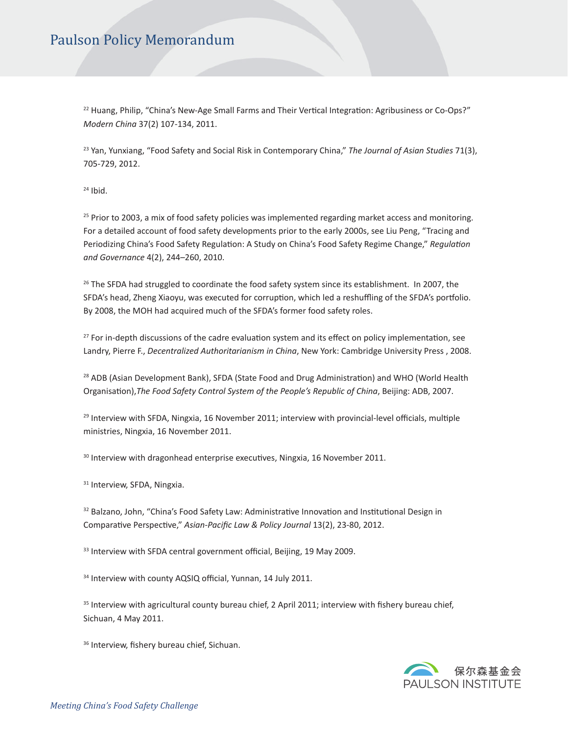[22] Huang, Philip, "China's New-Age Small Farms and Their Vertical Integration: Agribusiness or Co-Ops?" *Modern China* 37(2) 107-134, 2011.

[23] Yan, Yunxiang, "Food Safety and Social Risk in Contemporary China," *The Journal of Asian Studies* 71(3), 705-729, 2012.

[24] Ibid.

[25] Prior to 2003, a mix of food safety policies was implemented regarding market access and monitoring. For a detailed account of food safety developments prior to the early 2000s, see Liu Peng, "Tracing and Periodizing China's Food Safety Regulation: A Study on China's Food Safety Regime Change," *Regulation and Governance* 4(2), 244–260, 2010.

[26] The SFDA had struggled to coordinate the food safety system since its establishment. In 2007, the SFDA's head, Zheng Xiaoyu, was executed for corruption, which led a reshuffling of the SFDA's portfolio. By 2008, the MOH had acquired much of the SFDA's former food safety roles.

[27] For in-depth discussions of the cadre evaluation system and its effect on policy implementation, see Landry, Pierre F., *Decentralized Authoritarianism in China*, New York: Cambridge University Press , 2008.

[28] ADB (Asian Development Bank), SFDA (State Food and Drug Administration) and WHO (World Health Organisation),*The Food Safety Control System of the People's Republic of China*, Beijing: ADB, 2007.

[29] Interview with SFDA, Ningxia, 16 November 2011; interview with provincial-level officials, multiple ministries, Ningxia, 16 November 2011.

[30] Interview with dragonhead enterprise executives, Ningxia, 16 November 2011.

[31] Interview, SFDA, Ningxia.

[32] Balzano, John, "China's Food Safety Law: Administrative Innovation and Institutional Design in Comparative Perspective," *Asian-Pacific Law & Policy Journal* 13(2), 23-80, 2012.

[33] Interview with SFDA central government official, Beijing, 19 May 2009.

[34] Interview with county AQSIQ official, Yunnan, 14 July 2011.

[35] Interview with agricultural county bureau chief, 2 April 2011; interview with fishery bureau chief, Sichuan, 4 May 2011.

[36] Interview, fishery bureau chief, Sichuan.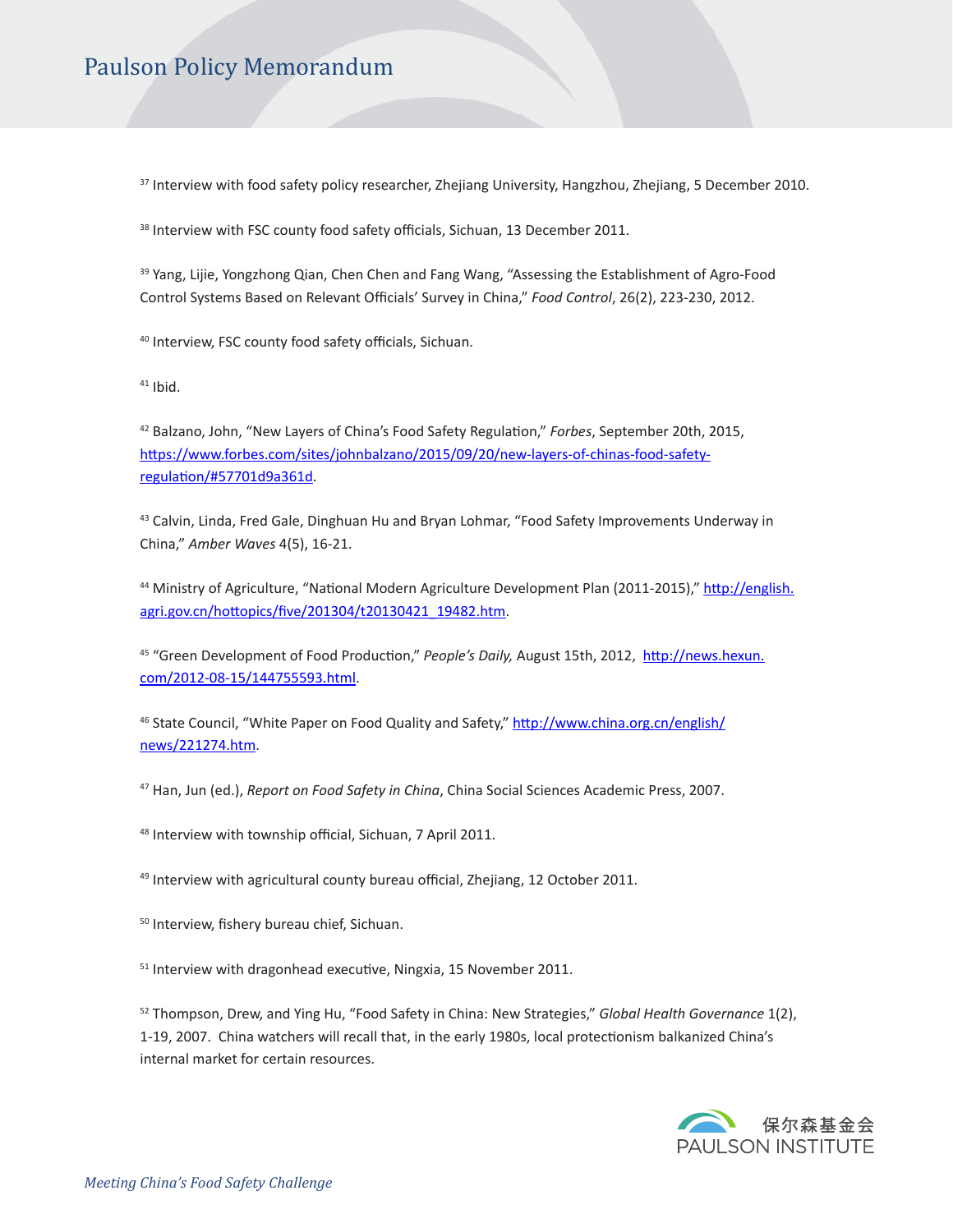[37] Interview with food safety policy researcher, Zhejiang University, Hangzhou, Zhejiang, 5 December 2010.

[38] Interview with FSC county food safety officials, Sichuan, 13 December 2011.

[39] Yang, Lijie, Yongzhong Qian, Chen Chen and Fang Wang, "Assessing the Establishment of Agro-Food Control Systems Based on Relevant Officials' Survey in China," *Food Control*, 26(2), 223-230, 2012.

[40] Interview, FSC county food safety officials, Sichuan.

[41] Ibid.

[42] Balzano, John, "New Layers of China's Food Safety Regulation," *Forbes*, September 20th, 2015, https://www.forbes.com/sites/johnbalzano/2015/09/20/new-layers-of-chinas-food-safety-regulation/#57701d9a361d.

[43] Calvin, Linda, Fred Gale, Dinghuan Hu and Bryan Lohmar, "Food Safety Improvements Underway in China," *Amber Waves* 4(5), 16-21.

[44] Ministry of Agriculture, "National Modern Agriculture Development Plan (2011-2015)," http://english.agri.gov.cn/hottopics/five/201304/t20130421_19482.htm.

[45] "Green Development of Food Production," *People's Daily,* August 15th, 2012, http://news.hexun.com/2012-08-15/144755593.html.

[46] State Council, "White Paper on Food Quality and Safety," http://www.china.org.cn/english/news/221274.htm.

[47] Han, Jun (ed.), *Report on Food Safety in China*, China Social Sciences Academic Press, 2007.

[48] Interview with township official, Sichuan, 7 April 2011.

[49] Interview with agricultural county bureau official, Zhejiang, 12 October 2011.

[50] Interview, fishery bureau chief, Sichuan.

[51] Interview with dragonhead executive, Ningxia, 15 November 2011.

[52] Thompson, Drew, and Ying Hu, "Food Safety in China: New Strategies," *Global Health Governance* 1(2), 1-19, 2007. China watchers will recall that, in the early 1980s, local protectionism balkanized China's internal market for certain resources.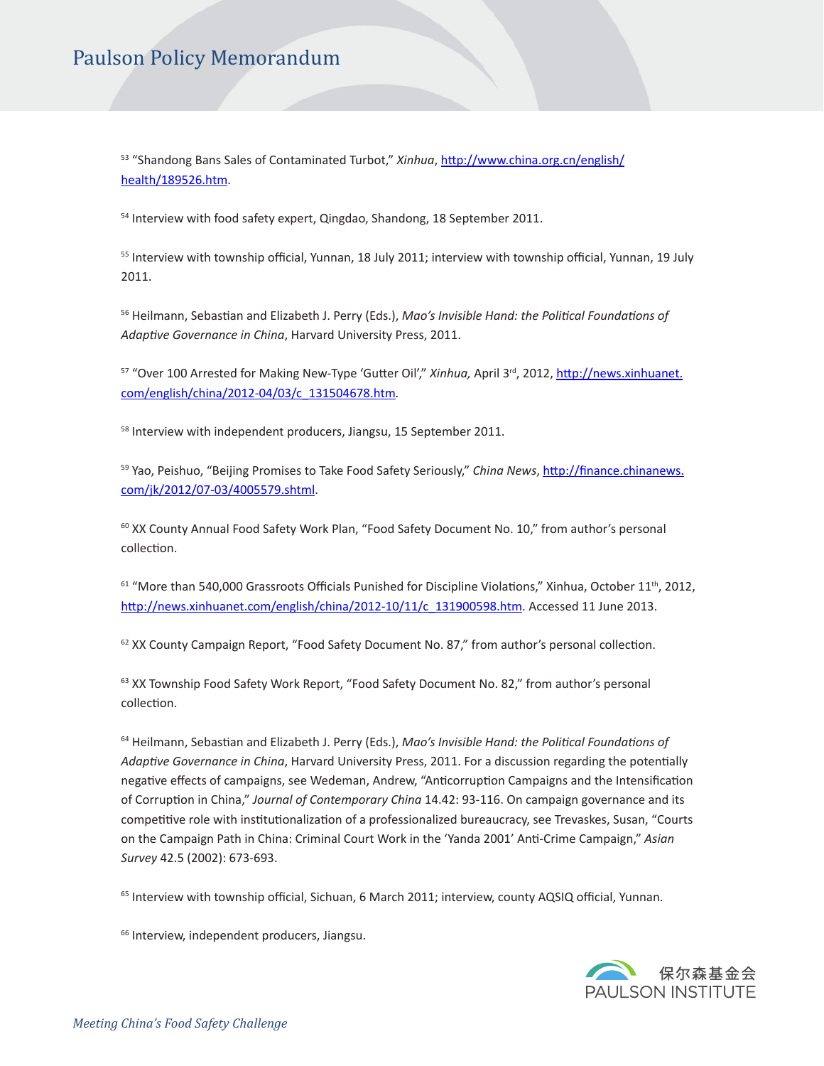[53] "Shandong Bans Sales of Contaminated Turbot," *Xinhua*, http://www.china.org.cn/english/health/189526.htm.

[54] Interview with food safety expert, Qingdao, Shandong, 18 September 2011.

[55] Interview with township official, Yunnan, 18 July 2011; interview with township official, Yunnan, 19 July 2011.

[56] Heilmann, Sebastian and Elizabeth J. Perry (Eds.), *Mao's Invisible Hand: the Political Foundations of Adaptive Governance in China*, Harvard University Press, 2011.

[57] "Over 100 Arrested for Making New-Type 'Gutter Oil'," *Xinhua,* April 3rd, 2012, http://news.xinhuanet.com/english/china/2012-04/03/c_131504678.htm.

[58] Interview with independent producers, Jiangsu, 15 September 2011.

[59] Yao, Peishuo, "Beijing Promises to Take Food Safety Seriously," *China News*, http://finance.chinanews.com/jk/2012/07-03/4005579.shtml.

[60] XX County Annual Food Safety Work Plan, "Food Safety Document No. 10," from author's personal collection.

[61] "More than 540,000 Grassroots Officials Punished for Discipline Violations," Xinhua, October 11th, 2012, http://news.xinhuanet.com/english/china/2012-10/11/c_131900598.htm. Accessed 11 June 2013.

[62] XX County Campaign Report, "Food Safety Document No. 87," from author's personal collection.

[63] XX Township Food Safety Work Report, "Food Safety Document No. 82," from author's personal collection.

[64] Heilmann, Sebastian and Elizabeth J. Perry (Eds.), *Mao's Invisible Hand: the Political Foundations of Adaptive Governance in China*, Harvard University Press, 2011. For a discussion regarding the potentially negative effects of campaigns, see Wedeman, Andrew, "Anticorruption Campaigns and the Intensification of Corruption in China," *Journal of Contemporary China* 14.42: 93-116. On campaign governance and its competitive role with institutionalization of a professionalized bureaucracy, see Trevaskes, Susan, "Courts on the Campaign Path in China: Criminal Court Work in the 'Yanda 2001' Anti-Crime Campaign," *Asian Survey* 42.5 (2002): 673-693.

[65] Interview with township official, Sichuan, 6 March 2011; interview, county AQSIQ official, Yunnan.

[66] Interview, independent producers, Jiangsu.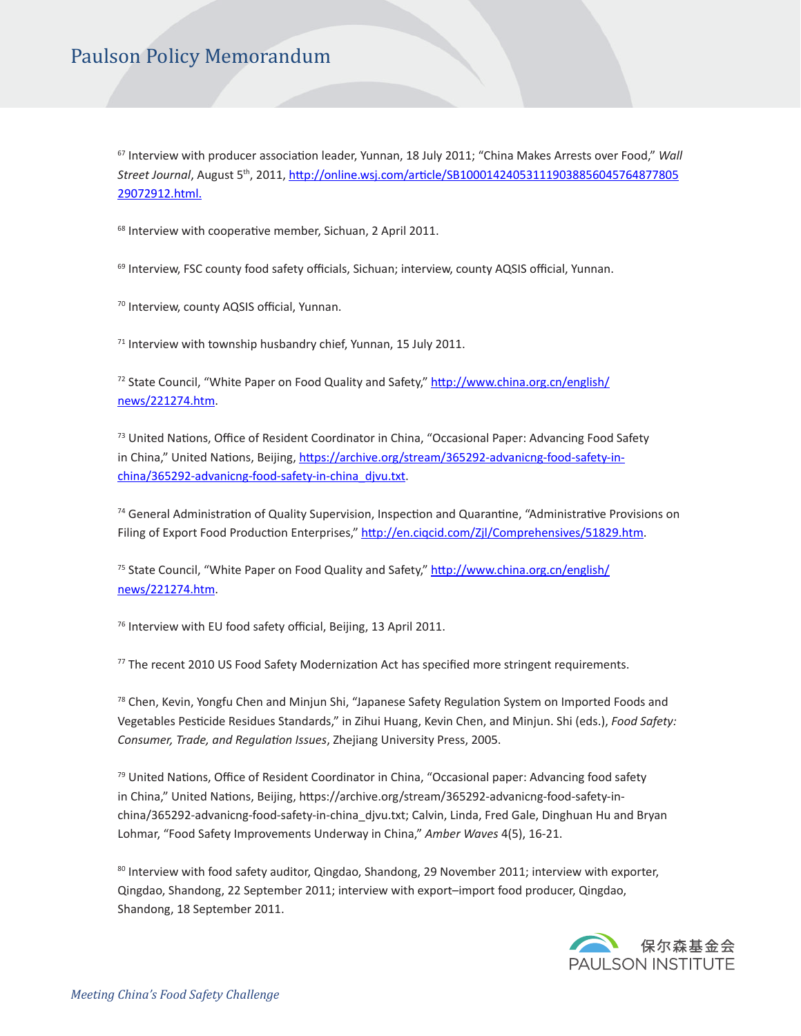[67] Interview with producer association leader, Yunnan, 18 July 2011; "China Makes Arrests over Food," *Wall Street Journal*, August 5th, 2011, http://online.wsj.com/article/SB10001424053111903885604576487780529072912.html.

[68] Interview with cooperative member, Sichuan, 2 April 2011.

[69] Interview, FSC county food safety officials, Sichuan; interview, county AQSIS official, Yunnan.

[70] Interview, county AQSIS official, Yunnan.

[71] Interview with township husbandry chief, Yunnan, 15 July 2011.

[72] State Council, "White Paper on Food Quality and Safety," http://www.china.org.cn/english/news/221274.htm.

[73] United Nations, Office of Resident Coordinator in China, "Occasional Paper: Advancing Food Safety in China," United Nations, Beijing, https://archive.org/stream/365292-advanicng-food-safety-in-china/365292-advanicng-food-safety-in-china_djvu.txt.

[74] General Administration of Quality Supervision, Inspection and Quarantine, "Administrative Provisions on Filing of Export Food Production Enterprises," http://en.ciqcid.com/Zjl/Comprehensives/51829.htm.

[75] State Council, "White Paper on Food Quality and Safety," http://www.china.org.cn/english/news/221274.htm.

[76] Interview with EU food safety official, Beijing, 13 April 2011.

[77] The recent 2010 US Food Safety Modernization Act has specified more stringent requirements.

[78] Chen, Kevin, Yongfu Chen and Minjun Shi, "Japanese Safety Regulation System on Imported Foods and Vegetables Pesticide Residues Standards," in Zihui Huang, Kevin Chen, and Minjun. Shi (eds.), *Food Safety: Consumer, Trade, and Regulation Issues*, Zhejiang University Press, 2005.

[79] United Nations, Office of Resident Coordinator in China, "Occasional paper: Advancing food safety in China," United Nations, Beijing, https://archive.org/stream/365292-advanicng-food-safety-in-china/365292-advanicng-food-safety-in-china_djvu.txt; Calvin, Linda, Fred Gale, Dinghuan Hu and Bryan Lohmar, "Food Safety Improvements Underway in China," *Amber Waves* 4(5), 16-21.

[80] Interview with food safety auditor, Qingdao, Shandong, 29 November 2011; interview with exporter, Qingdao, Shandong, 22 September 2011; interview with export–import food producer, Qingdao, Shandong, 18 September 2011.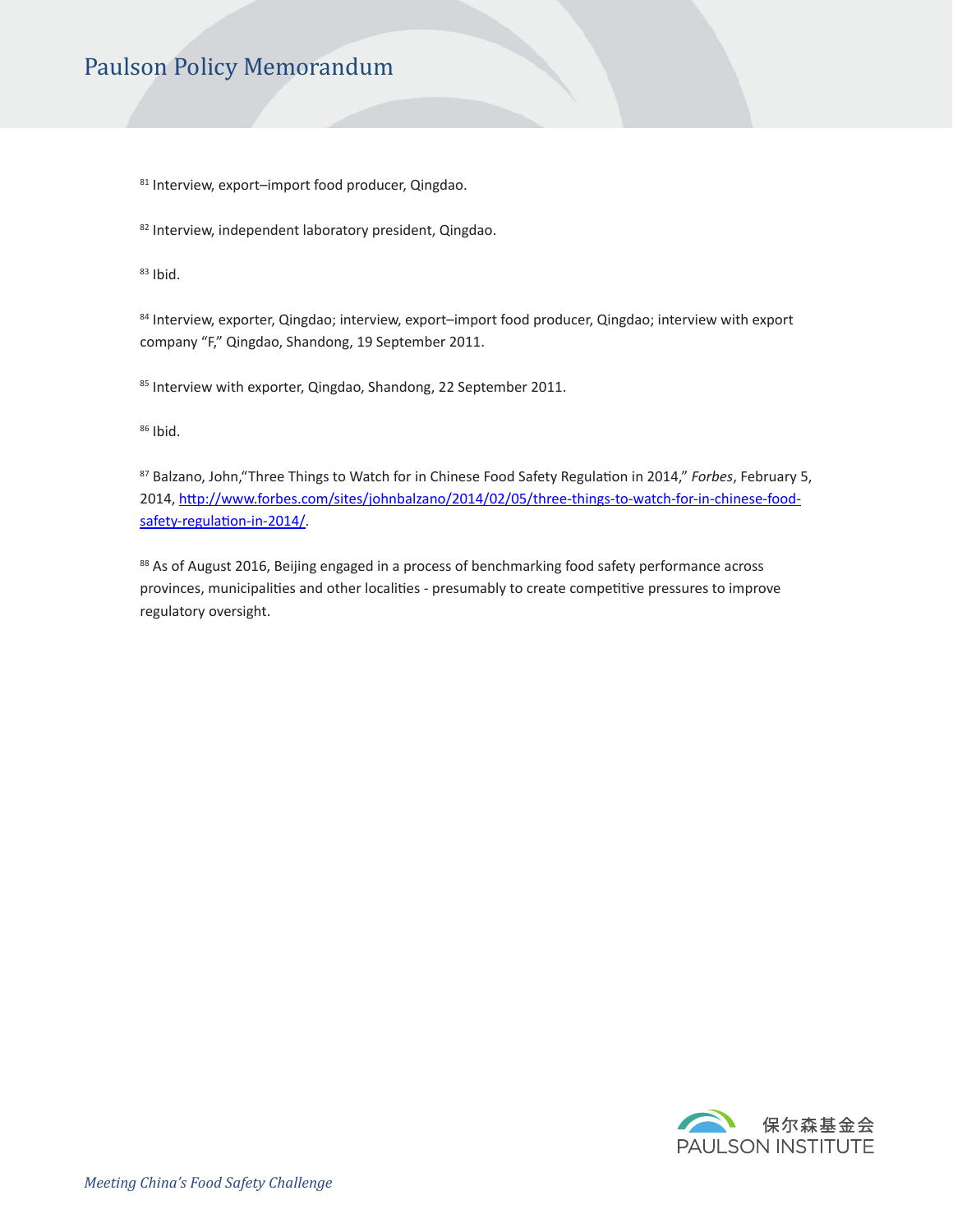[81] Interview, export–import food producer, Qingdao.

[82] Interview, independent laboratory president, Qingdao.

[83] Ibid.

[84] Interview, exporter, Qingdao; interview, export–import food producer, Qingdao; interview with export company "F," Qingdao, Shandong, 19 September 2011.

[85] Interview with exporter, Qingdao, Shandong, 22 September 2011.

[86] Ibid.

[87] Balzano, John,"Three Things to Watch for in Chinese Food Safety Regulation in 2014," *Forbes*, February 5, 2014, [http://www.forbes.com/sites/johnbalzano/2014/02/05/three-things-to-watch-for-in-chinese-food-safety-regulation-in-2014/](http://www.forbes.com/sites/johnbalzano/2014/02/05/three-things-to-watch-for-in-chinese-food-safety-regulation-in-2014/).

[88] As of August 2016, Beijing engaged in a process of benchmarking food safety performance across provinces, municipalities and other localities - presumably to create competitive pressures to improve regulatory oversight.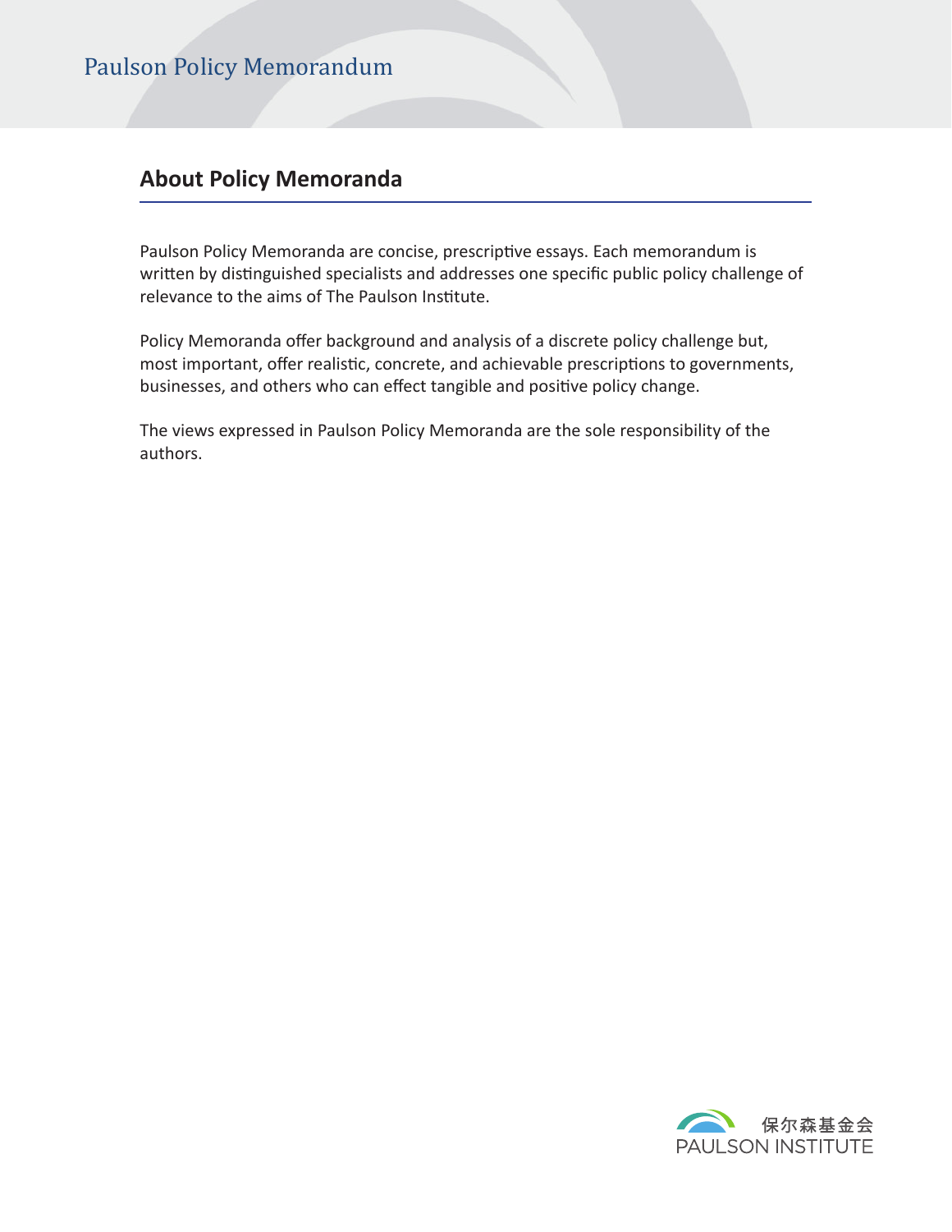## About Policy Memoranda

Paulson Policy Memoranda are concise, prescriptive essays. Each memorandum is written by distinguished specialists and addresses one specific public policy challenge of relevance to the aims of The Paulson Institute.

Policy Memoranda offer background and analysis of a discrete policy challenge but, most important, offer realistic, concrete, and achievable prescriptions to governments, businesses, and others who can effect tangible and positive policy change.

The views expressed in Paulson Policy Memoranda are the sole responsibility of the authors.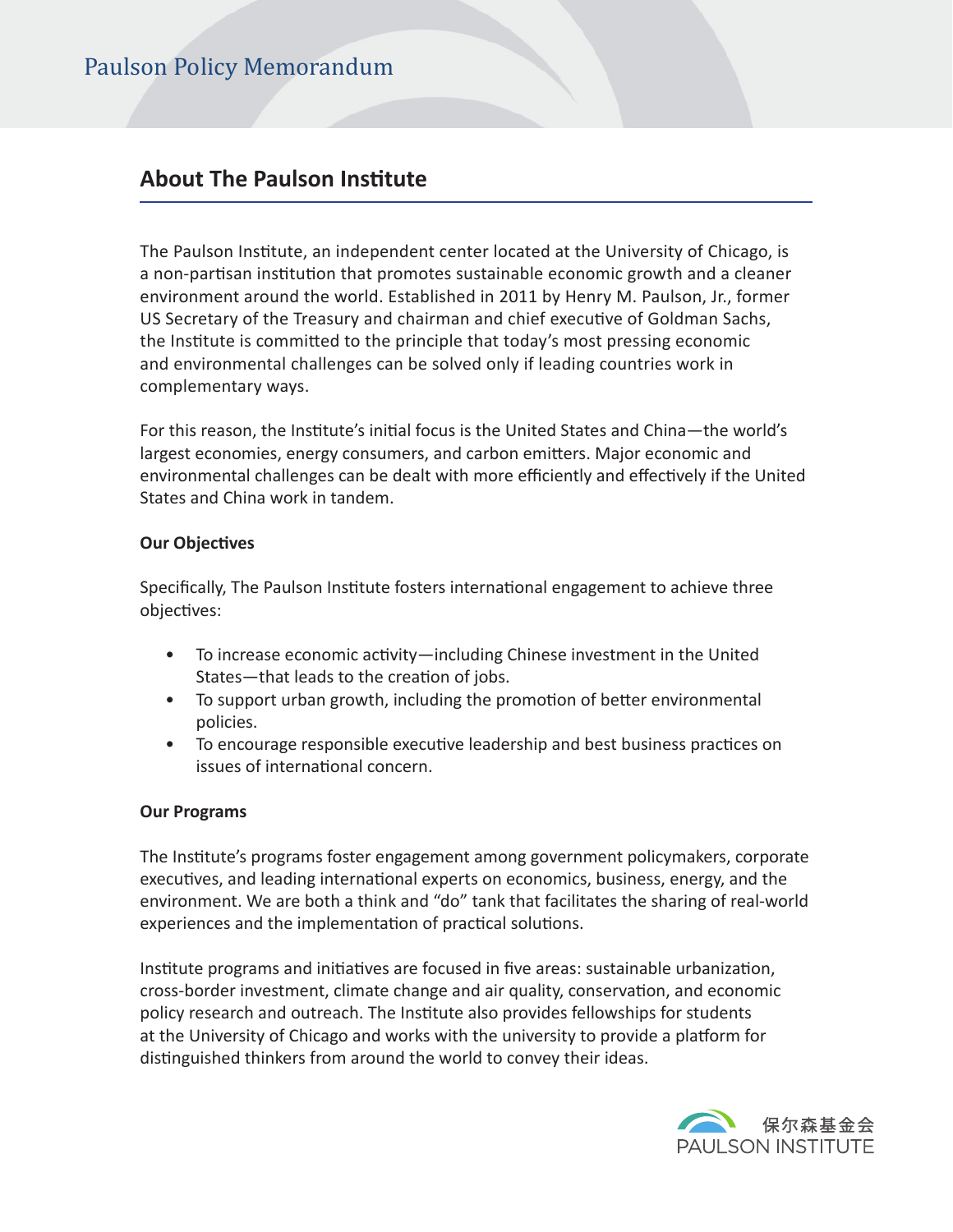## About The Paulson Institute

The Paulson Institute, an independent center located at the University of Chicago, is a non-partisan institution that promotes sustainable economic growth and a cleaner environment around the world. Established in 2011 by Henry M. Paulson, Jr., former US Secretary of the Treasury and chairman and chief executive of Goldman Sachs, the Institute is committed to the principle that today's most pressing economic and environmental challenges can be solved only if leading countries work in complementary ways.

For this reason, the Institute's initial focus is the United States and China—the world's largest economies, energy consumers, and carbon emitters. Major economic and environmental challenges can be dealt with more efficiently and effectively if the United States and China work in tandem.

**Our Objectives**

Specifically, The Paulson Institute fosters international engagement to achieve three objectives:

- To increase economic activity—including Chinese investment in the United States—that leads to the creation of jobs.
- To support urban growth, including the promotion of better environmental policies.
- To encourage responsible executive leadership and best business practices on issues of international concern.

**Our Programs**

The Institute's programs foster engagement among government policymakers, corporate executives, and leading international experts on economics, business, energy, and the environment. We are both a think and "do" tank that facilitates the sharing of real-world experiences and the implementation of practical solutions.

Institute programs and initiatives are focused in five areas: sustainable urbanization, cross-border investment, climate change and air quality, conservation, and economic policy research and outreach. The Institute also provides fellowships for students at the University of Chicago and works with the university to provide a platform for distinguished thinkers from around the world to convey their ideas.

保尔森基金会
PAULSON INSTITUTE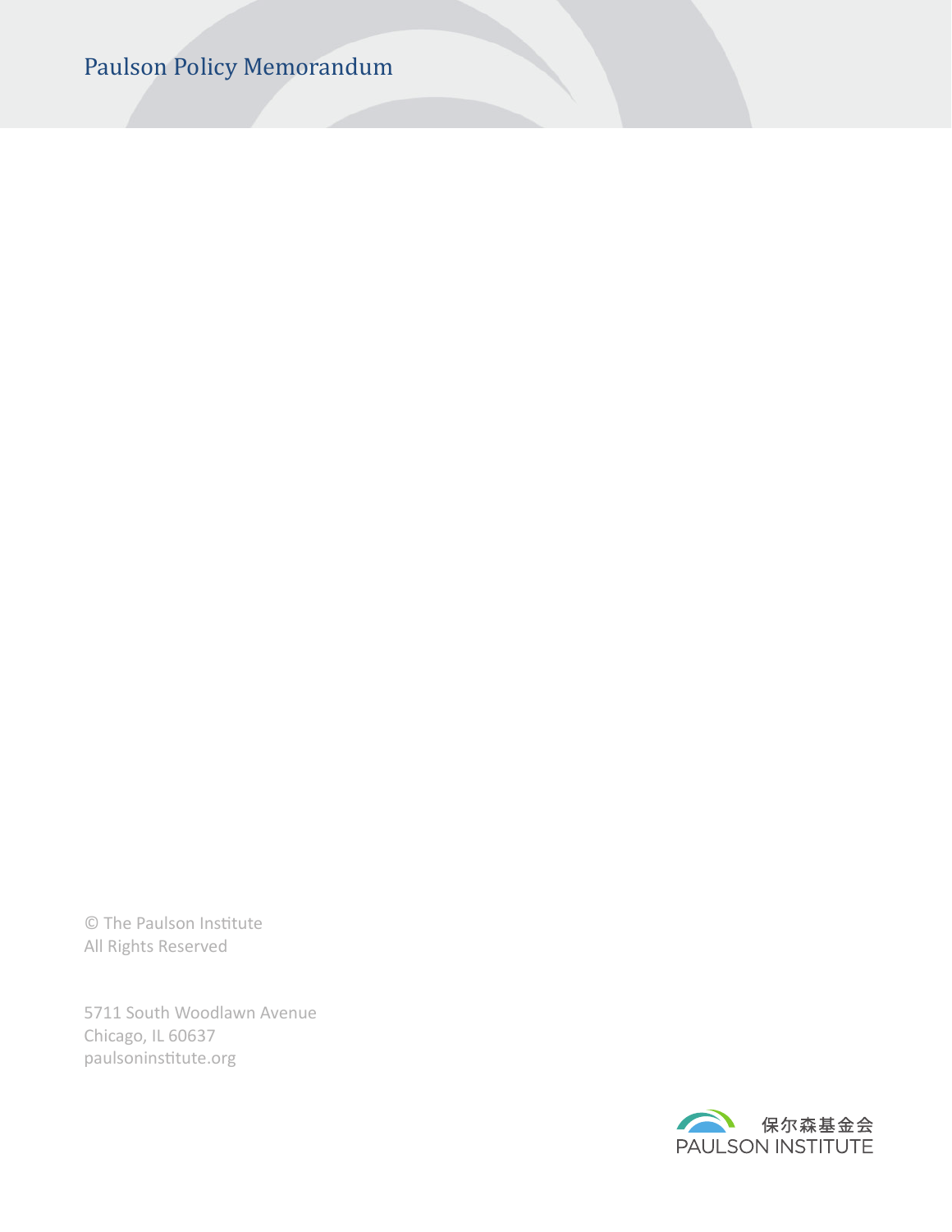Paulson Policy Memorandum

© The Paulson Institute
All Rights Reserved

5711 South Woodlawn Avenue
Chicago, IL 60637
paulsoninstitute.org

保尔森基金会
PAULSON INSTITUTE